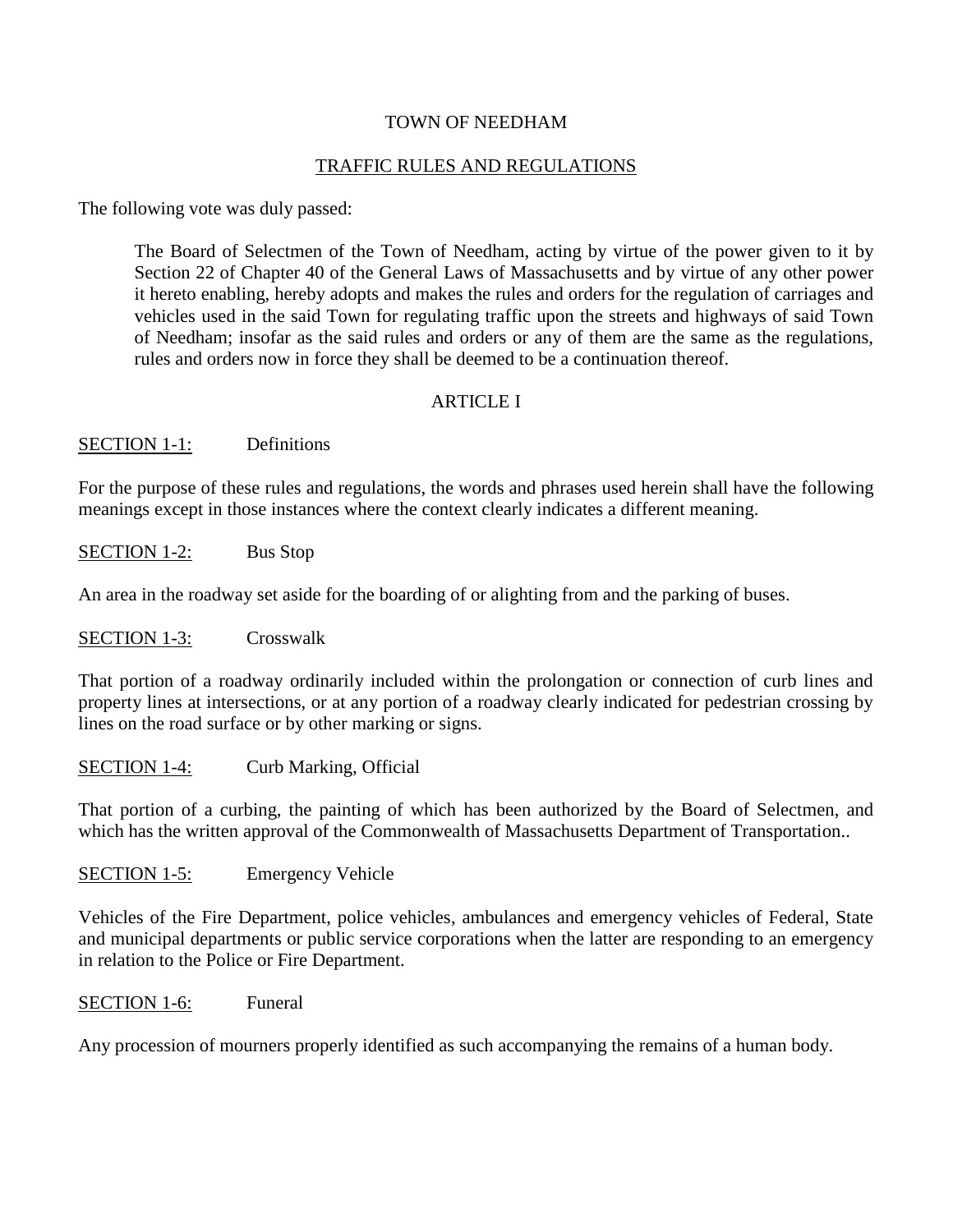# TOWN OF NEEDHAM

## TRAFFIC RULES AND REGULATIONS

The following vote was duly passed:

> The Board of Selectmen of the Town of Needham, acting by virtue of the power given to it by Section 22 of Chapter 40 of the General Laws of Massachusetts and by virtue of any other power it hereto enabling, hereby adopts and makes the rules and orders for the regulation of carriages and vehicles used in the said Town for regulating traffic upon the streets and highways of said Town of Needham; insofar as the said rules and orders or any of them are the same as the regulations, rules and orders now in force they shall be deemed to be a continuation thereof.

## ARTICLE I

### SECTION 1-1: Definitions

For the purpose of these rules and regulations, the words and phrases used herein shall have the following meanings except in those instances where the context clearly indicates a different meaning.

### SECTION 1-2: Bus Stop

An area in the roadway set aside for the boarding of or alighting from and the parking of buses.

### SECTION 1-3: Crosswalk

That portion of a roadway ordinarily included within the prolongation or connection of curb lines and property lines at intersections, or at any portion of a roadway clearly indicated for pedestrian crossing by lines on the road surface or by other marking or signs.

### SECTION 1-4: Curb Marking, Official

That portion of a curbing, the painting of which has been authorized by the Board of Selectmen, and which has the written approval of the Commonwealth of Massachusetts Department of Transportation..

### SECTION 1-5: Emergency Vehicle

Vehicles of the Fire Department, police vehicles, ambulances and emergency vehicles of Federal, State and municipal departments or public service corporations when the latter are responding to an emergency in relation to the Police or Fire Department.

### SECTION 1-6: Funeral

Any procession of mourners properly identified as such accompanying the remains of a human body.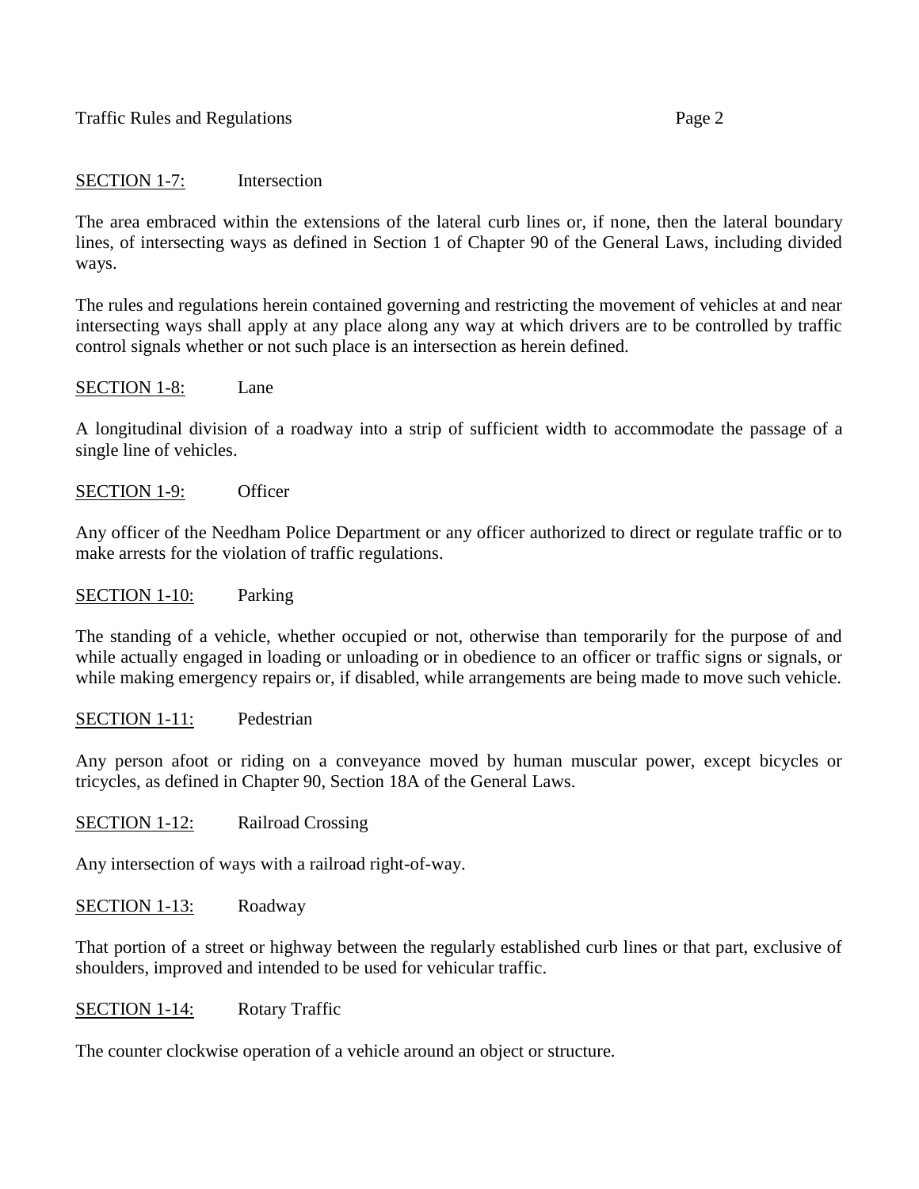SECTION 1-7: Intersection

The area embraced within the extensions of the lateral curb lines or, if none, then the lateral boundary lines, of intersecting ways as defined in Section 1 of Chapter 90 of the General Laws, including divided ways.

The rules and regulations herein contained governing and restricting the movement of vehicles at and near intersecting ways shall apply at any place along any way at which drivers are to be controlled by traffic control signals whether or not such place is an intersection as herein defined.

SECTION 1-8: Lane

A longitudinal division of a roadway into a strip of sufficient width to accommodate the passage of a single line of vehicles.

SECTION 1-9: Officer

Any officer of the Needham Police Department or any officer authorized to direct or regulate traffic or to make arrests for the violation of traffic regulations.

SECTION 1-10: Parking

The standing of a vehicle, whether occupied or not, otherwise than temporarily for the purpose of and while actually engaged in loading or unloading or in obedience to an officer or traffic signs or signals, or while making emergency repairs or, if disabled, while arrangements are being made to move such vehicle.

SECTION 1-11: Pedestrian

Any person afoot or riding on a conveyance moved by human muscular power, except bicycles or tricycles, as defined in Chapter 90, Section 18A of the General Laws.

SECTION 1-12: Railroad Crossing

Any intersection of ways with a railroad right-of-way.

SECTION 1-13: Roadway

That portion of a street or highway between the regularly established curb lines or that part, exclusive of shoulders, improved and intended to be used for vehicular traffic.

SECTION 1-14: Rotary Traffic

The counter clockwise operation of a vehicle around an object or structure.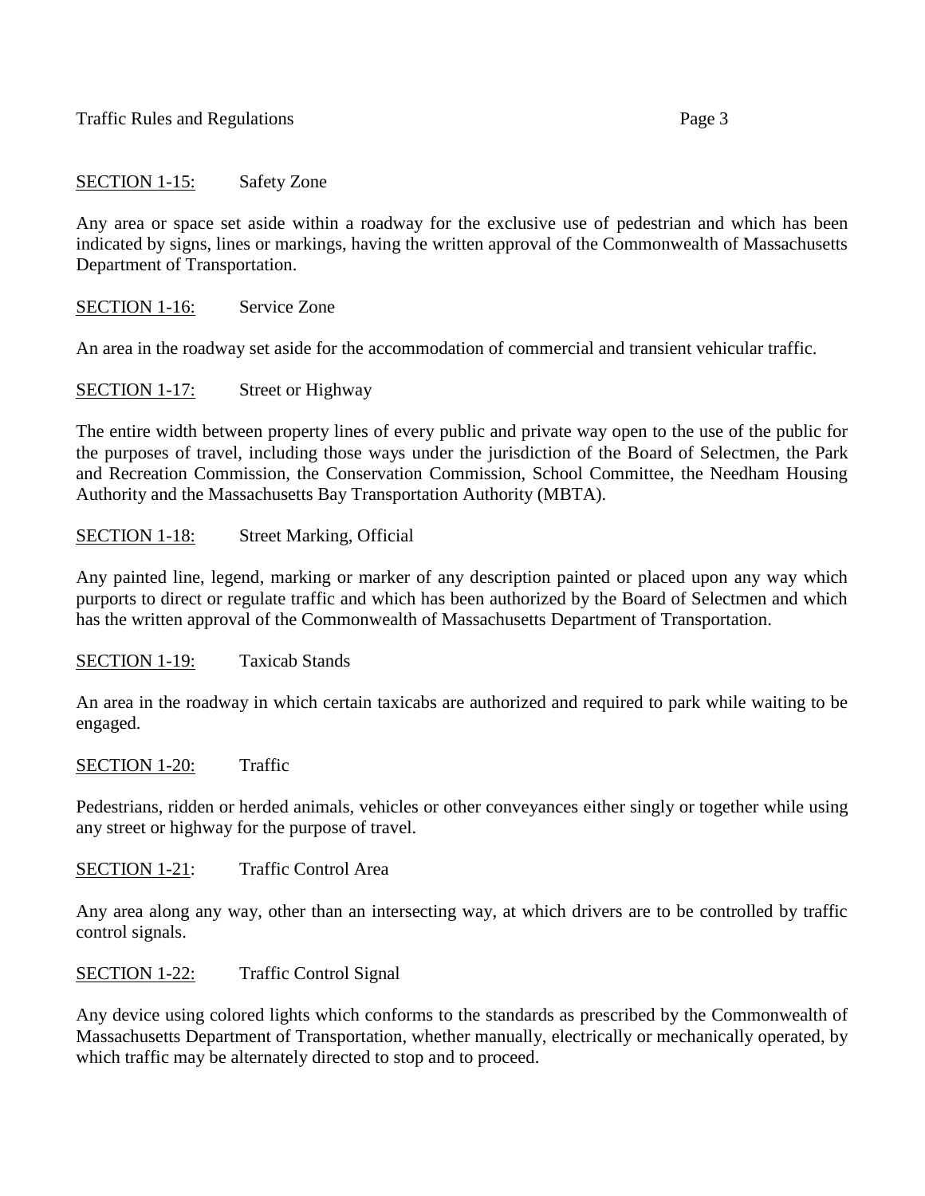<u>SECTION 1-15:</u> Safety Zone

Any area or space set aside within a roadway for the exclusive use of pedestrian and which has been indicated by signs, lines or markings, having the written approval of the Commonwealth of Massachusetts Department of Transportation.

<u>SECTION 1-16:</u> Service Zone

An area in the roadway set aside for the accommodation of commercial and transient vehicular traffic.

<u>SECTION 1-17:</u> Street or Highway

The entire width between property lines of every public and private way open to the use of the public for the purposes of travel, including those ways under the jurisdiction of the Board of Selectmen, the Park and Recreation Commission, the Conservation Commission, School Committee, the Needham Housing Authority and the Massachusetts Bay Transportation Authority (MBTA).

<u>SECTION 1-18:</u> Street Marking, Official

Any painted line, legend, marking or marker of any description painted or placed upon any way which purports to direct or regulate traffic and which has been authorized by the Board of Selectmen and which has the written approval of the Commonwealth of Massachusetts Department of Transportation.

<u>SECTION 1-19:</u> Taxicab Stands

An area in the roadway in which certain taxicabs are authorized and required to park while waiting to be engaged.

<u>SECTION 1-20:</u> Traffic

Pedestrians, ridden or herded animals, vehicles or other conveyances either singly or together while using any street or highway for the purpose of travel.

<u>SECTION 1-21</u>: Traffic Control Area

Any area along any way, other than an intersecting way, at which drivers are to be controlled by traffic control signals.

<u>SECTION 1-22:</u> Traffic Control Signal

Any device using colored lights which conforms to the standards as prescribed by the Commonwealth of Massachusetts Department of Transportation, whether manually, electrically or mechanically operated, by which traffic may be alternately directed to stop and to proceed.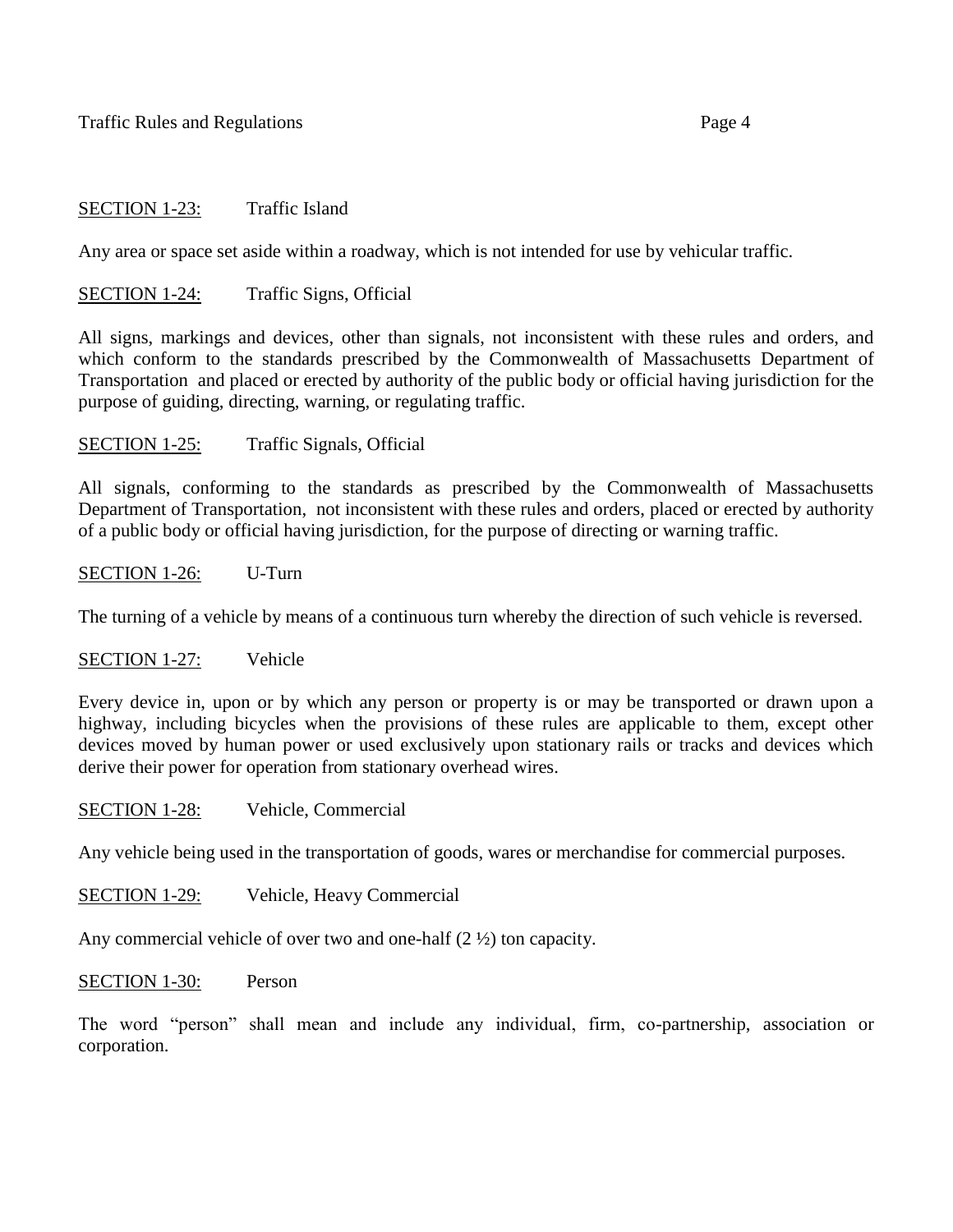<u>SECTION 1-23:</u> Traffic Island

Any area or space set aside within a roadway, which is not intended for use by vehicular traffic.

<u>SECTION 1-24:</u> Traffic Signs, Official

All signs, markings and devices, other than signals, not inconsistent with these rules and orders, and which conform to the standards prescribed by the Commonwealth of Massachusetts Department of Transportation and placed or erected by authority of the public body or official having jurisdiction for the purpose of guiding, directing, warning, or regulating traffic.

<u>SECTION 1-25:</u> Traffic Signals, Official

All signals, conforming to the standards as prescribed by the Commonwealth of Massachusetts Department of Transportation, not inconsistent with these rules and orders, placed or erected by authority of a public body or official having jurisdiction, for the purpose of directing or warning traffic.

<u>SECTION 1-26:</u> U-Turn

The turning of a vehicle by means of a continuous turn whereby the direction of such vehicle is reversed.

<u>SECTION 1-27:</u> Vehicle

Every device in, upon or by which any person or property is or may be transported or drawn upon a highway, including bicycles when the provisions of these rules are applicable to them, except other devices moved by human power or used exclusively upon stationary rails or tracks and devices which derive their power for operation from stationary overhead wires.

<u>SECTION 1-28:</u> Vehicle, Commercial

Any vehicle being used in the transportation of goods, wares or merchandise for commercial purposes.

<u>SECTION 1-29:</u> Vehicle, Heavy Commercial

Any commercial vehicle of over two and one-half (2 ½) ton capacity.

<u>SECTION 1-30:</u> Person

The word "person" shall mean and include any individual, firm, co-partnership, association or corporation.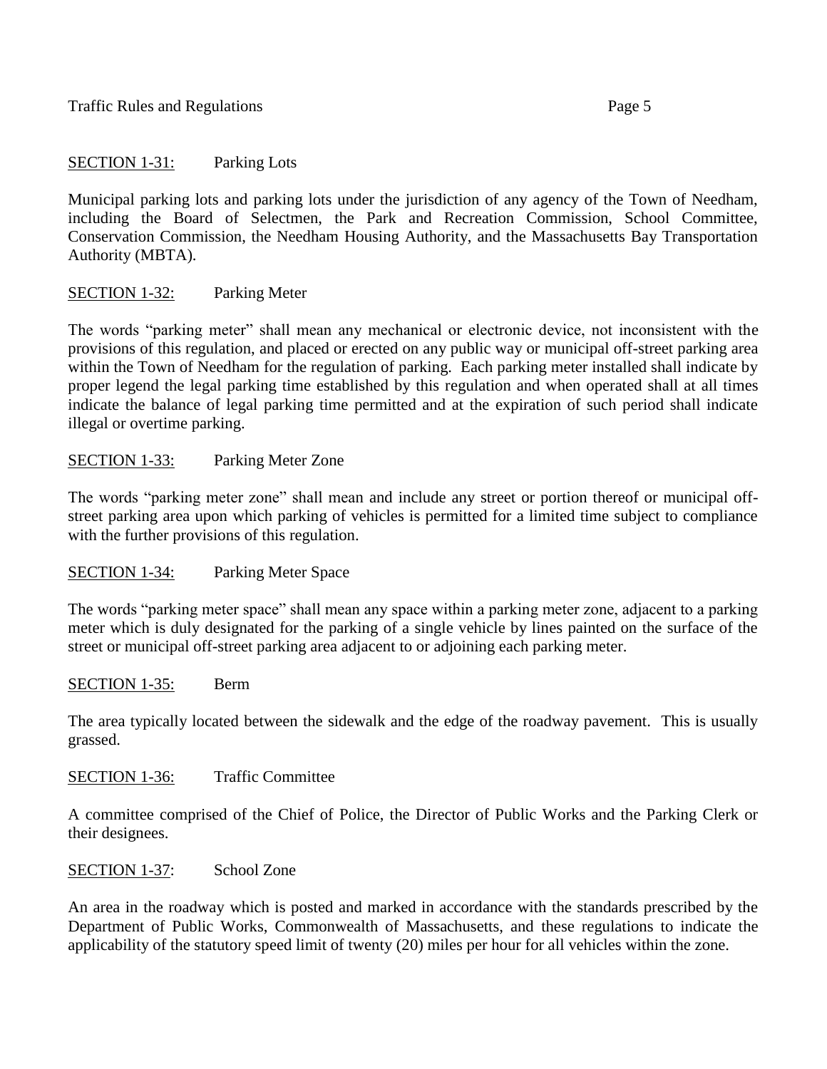<u>SECTION 1-31:</u> Parking Lots

Municipal parking lots and parking lots under the jurisdiction of any agency of the Town of Needham, including the Board of Selectmen, the Park and Recreation Commission, School Committee, Conservation Commission, the Needham Housing Authority, and the Massachusetts Bay Transportation Authority (MBTA).

<u>SECTION 1-32:</u> Parking Meter

The words "parking meter" shall mean any mechanical or electronic device, not inconsistent with the provisions of this regulation, and placed or erected on any public way or municipal off-street parking area within the Town of Needham for the regulation of parking. Each parking meter installed shall indicate by proper legend the legal parking time established by this regulation and when operated shall at all times indicate the balance of legal parking time permitted and at the expiration of such period shall indicate illegal or overtime parking.

<u>SECTION 1-33:</u> Parking Meter Zone

The words "parking meter zone" shall mean and include any street or portion thereof or municipal off-street parking area upon which parking of vehicles is permitted for a limited time subject to compliance with the further provisions of this regulation.

<u>SECTION 1-34:</u> Parking Meter Space

The words "parking meter space" shall mean any space within a parking meter zone, adjacent to a parking meter which is duly designated for the parking of a single vehicle by lines painted on the surface of the street or municipal off-street parking area adjacent to or adjoining each parking meter.

<u>SECTION 1-35:</u> Berm

The area typically located between the sidewalk and the edge of the roadway pavement. This is usually grassed.

<u>SECTION 1-36:</u> Traffic Committee

A committee comprised of the Chief of Police, the Director of Public Works and the Parking Clerk or their designees.

<u>SECTION 1-37</u>: School Zone

An area in the roadway which is posted and marked in accordance with the standards prescribed by the Department of Public Works, Commonwealth of Massachusetts, and these regulations to indicate the applicability of the statutory speed limit of twenty (20) miles per hour for all vehicles within the zone.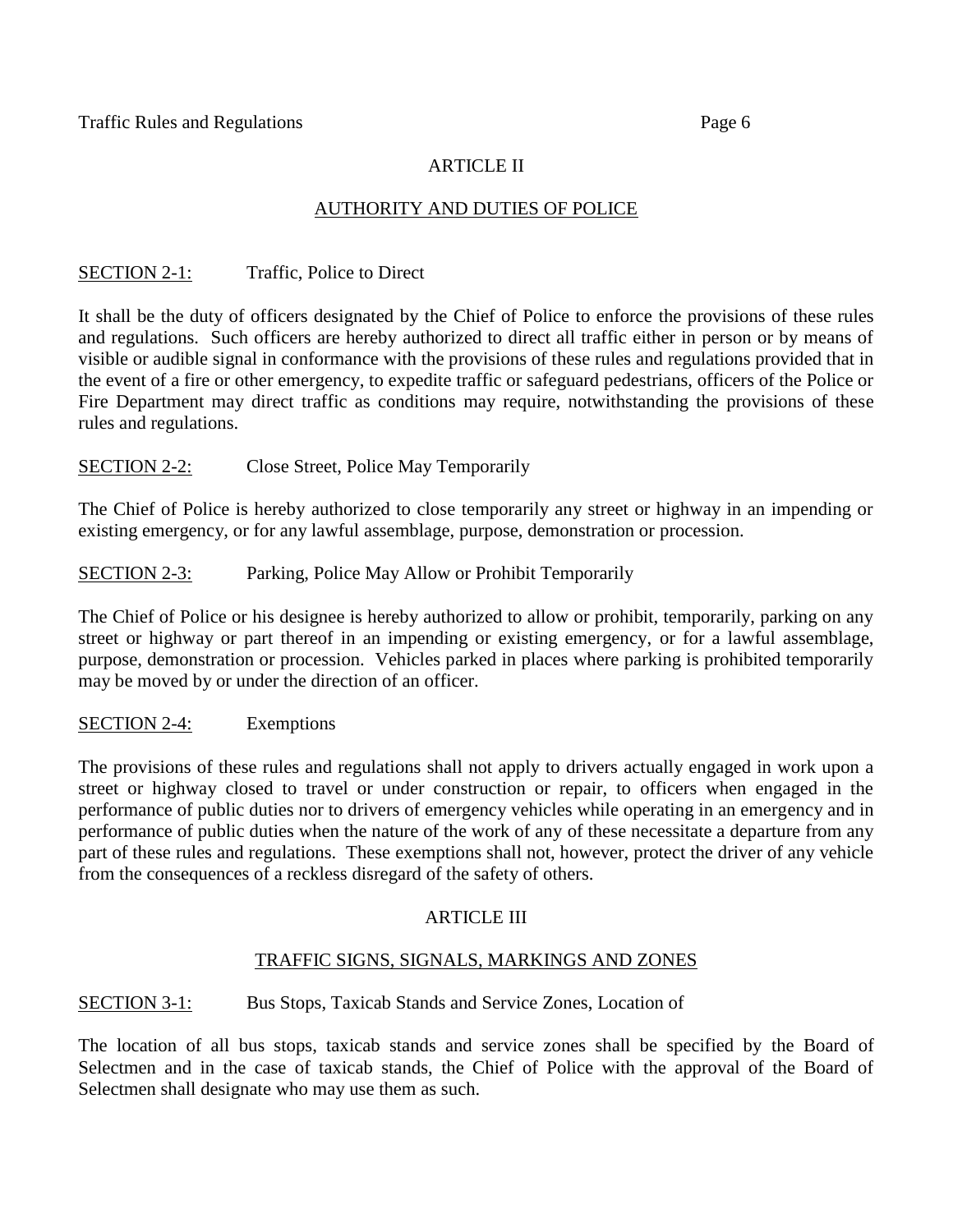## ARTICLE II

## AUTHORITY AND DUTIES OF POLICE

SECTION 2-1: Traffic, Police to Direct

It shall be the duty of officers designated by the Chief of Police to enforce the provisions of these rules and regulations. Such officers are hereby authorized to direct all traffic either in person or by means of visible or audible signal in conformance with the provisions of these rules and regulations provided that in the event of a fire or other emergency, to expedite traffic or safeguard pedestrians, officers of the Police or Fire Department may direct traffic as conditions may require, notwithstanding the provisions of these rules and regulations.

SECTION 2-2: Close Street, Police May Temporarily

The Chief of Police is hereby authorized to close temporarily any street or highway in an impending or existing emergency, or for any lawful assemblage, purpose, demonstration or procession.

SECTION 2-3: Parking, Police May Allow or Prohibit Temporarily

The Chief of Police or his designee is hereby authorized to allow or prohibit, temporarily, parking on any street or highway or part thereof in an impending or existing emergency, or for a lawful assemblage, purpose, demonstration or procession. Vehicles parked in places where parking is prohibited temporarily may be moved by or under the direction of an officer.

SECTION 2-4: Exemptions

The provisions of these rules and regulations shall not apply to drivers actually engaged in work upon a street or highway closed to travel or under construction or repair, to officers when engaged in the performance of public duties nor to drivers of emergency vehicles while operating in an emergency and in performance of public duties when the nature of the work of any of these necessitate a departure from any part of these rules and regulations. These exemptions shall not, however, protect the driver of any vehicle from the consequences of a reckless disregard of the safety of others.

## ARTICLE III

## TRAFFIC SIGNS, SIGNALS, MARKINGS AND ZONES

SECTION 3-1: Bus Stops, Taxicab Stands and Service Zones, Location of

The location of all bus stops, taxicab stands and service zones shall be specified by the Board of Selectmen and in the case of taxicab stands, the Chief of Police with the approval of the Board of Selectmen shall designate who may use them as such.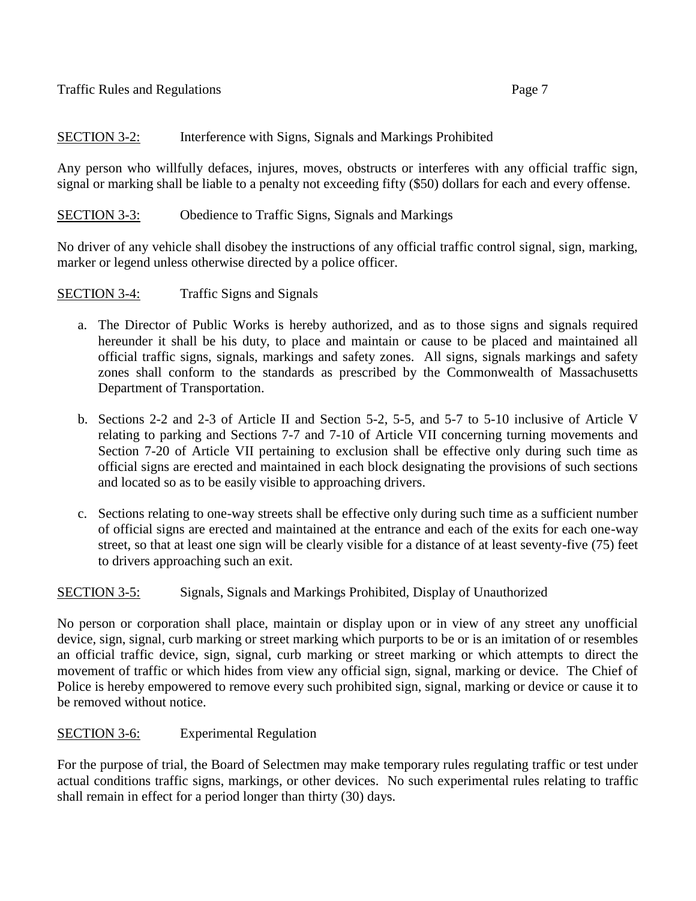SECTION 3-2: Interference with Signs, Signals and Markings Prohibited

Any person who willfully defaces, injures, moves, obstructs or interferes with any official traffic sign, signal or marking shall be liable to a penalty not exceeding fifty ($50) dollars for each and every offense.

SECTION 3-3: Obedience to Traffic Signs, Signals and Markings

No driver of any vehicle shall disobey the instructions of any official traffic control signal, sign, marking, marker or legend unless otherwise directed by a police officer.

SECTION 3-4: Traffic Signs and Signals

a. The Director of Public Works is hereby authorized, and as to those signs and signals required hereunder it shall be his duty, to place and maintain or cause to be placed and maintained all official traffic signs, signals, markings and safety zones. All signs, signals markings and safety zones shall conform to the standards as prescribed by the Commonwealth of Massachusetts Department of Transportation.

b. Sections 2-2 and 2-3 of Article II and Section 5-2, 5-5, and 5-7 to 5-10 inclusive of Article V relating to parking and Sections 7-7 and 7-10 of Article VII concerning turning movements and Section 7-20 of Article VII pertaining to exclusion shall be effective only during such time as official signs are erected and maintained in each block designating the provisions of such sections and located so as to be easily visible to approaching drivers.

c. Sections relating to one-way streets shall be effective only during such time as a sufficient number of official signs are erected and maintained at the entrance and each of the exits for each one-way street, so that at least one sign will be clearly visible for a distance of at least seventy-five (75) feet to drivers approaching such an exit.

SECTION 3-5: Signals, Signals and Markings Prohibited, Display of Unauthorized

No person or corporation shall place, maintain or display upon or in view of any street any unofficial device, sign, signal, curb marking or street marking which purports to be or is an imitation of or resembles an official traffic device, sign, signal, curb marking or street marking or which attempts to direct the movement of traffic or which hides from view any official sign, signal, marking or device. The Chief of Police is hereby empowered to remove every such prohibited sign, signal, marking or device or cause it to be removed without notice.

SECTION 3-6: Experimental Regulation

For the purpose of trial, the Board of Selectmen may make temporary rules regulating traffic or test under actual conditions traffic signs, markings, or other devices. No such experimental rules relating to traffic shall remain in effect for a period longer than thirty (30) days.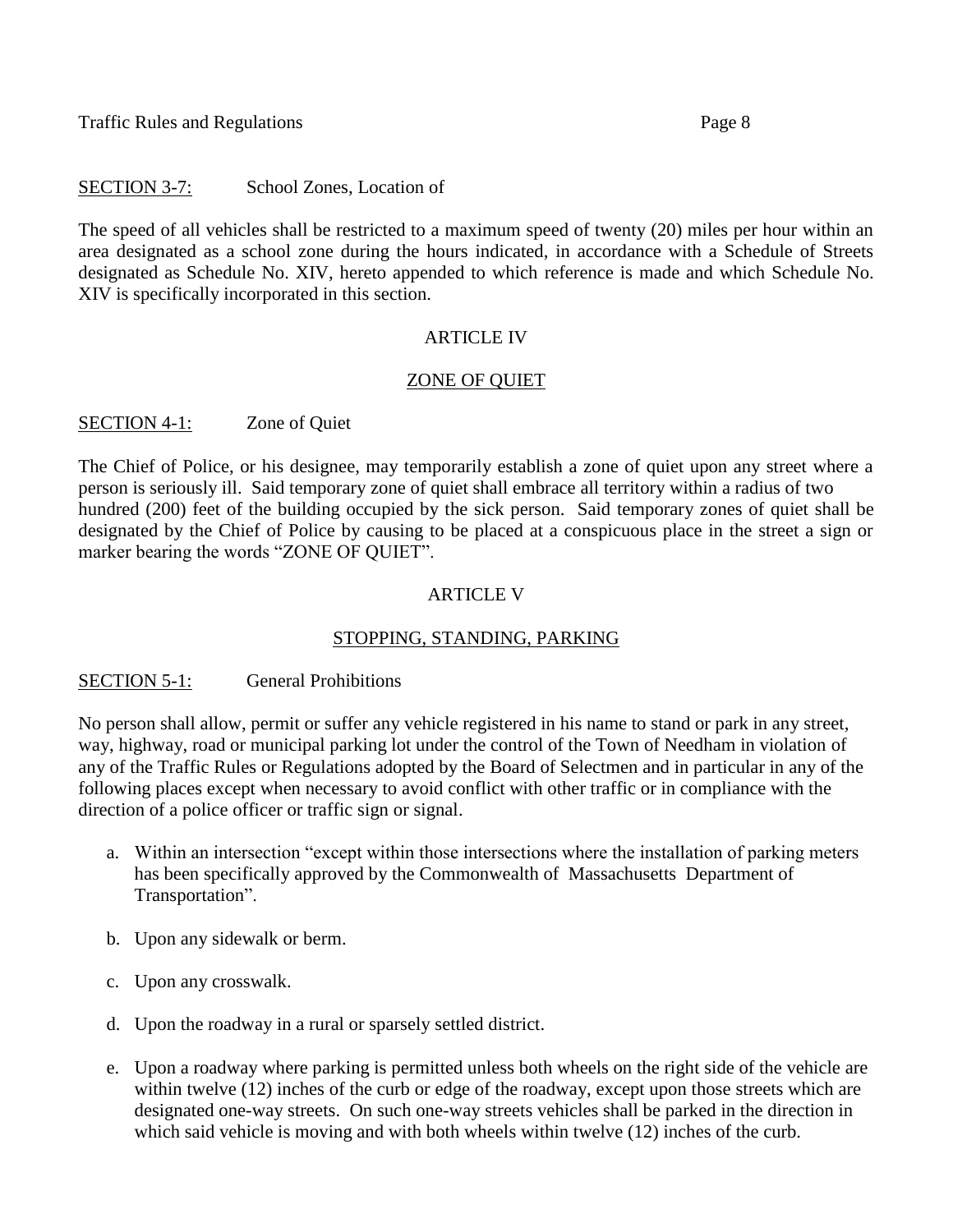SECTION 3-7: School Zones, Location of

The speed of all vehicles shall be restricted to a maximum speed of twenty (20) miles per hour within an area designated as a school zone during the hours indicated, in accordance with a Schedule of Streets designated as Schedule No. XIV, hereto appended to which reference is made and which Schedule No. XIV is specifically incorporated in this section.

## ARTICLE IV

## ZONE OF QUIET

SECTION 4-1: Zone of Quiet

The Chief of Police, or his designee, may temporarily establish a zone of quiet upon any street where a person is seriously ill. Said temporary zone of quiet shall embrace all territory within a radius of two hundred (200) feet of the building occupied by the sick person. Said temporary zones of quiet shall be designated by the Chief of Police by causing to be placed at a conspicuous place in the street a sign or marker bearing the words "ZONE OF QUIET".

## ARTICLE V

## STOPPING, STANDING, PARKING

SECTION 5-1: General Prohibitions

No person shall allow, permit or suffer any vehicle registered in his name to stand or park in any street, way, highway, road or municipal parking lot under the control of the Town of Needham in violation of any of the Traffic Rules or Regulations adopted by the Board of Selectmen and in particular in any of the following places except when necessary to avoid conflict with other traffic or in compliance with the direction of a police officer or traffic sign or signal.

a. Within an intersection "except within those intersections where the installation of parking meters has been specifically approved by the Commonwealth of Massachusetts Department of Transportation".

b. Upon any sidewalk or berm.

c. Upon any crosswalk.

d. Upon the roadway in a rural or sparsely settled district.

e. Upon a roadway where parking is permitted unless both wheels on the right side of the vehicle are within twelve (12) inches of the curb or edge of the roadway, except upon those streets which are designated one-way streets. On such one-way streets vehicles shall be parked in the direction in which said vehicle is moving and with both wheels within twelve (12) inches of the curb.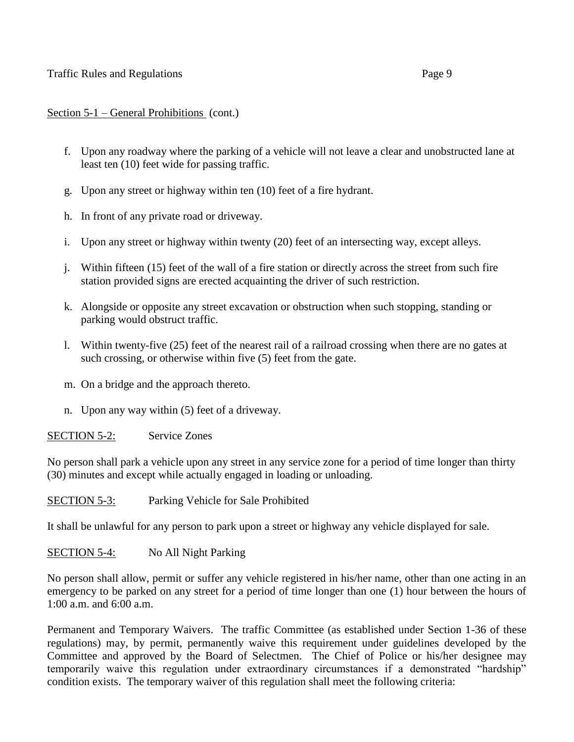Section 5-1 – General Prohibitions (cont.)

f. Upon any roadway where the parking of a vehicle will not leave a clear and unobstructed lane at least ten (10) feet wide for passing traffic.

g. Upon any street or highway within ten (10) feet of a fire hydrant.

h. In front of any private road or driveway.

i. Upon any street or highway within twenty (20) feet of an intersecting way, except alleys.

j. Within fifteen (15) feet of the wall of a fire station or directly across the street from such fire station provided signs are erected acquainting the driver of such restriction.

k. Alongside or opposite any street excavation or obstruction when such stopping, standing or parking would obstruct traffic.

l. Within twenty-five (25) feet of the nearest rail of a railroad crossing when there are no gates at such crossing, or otherwise within five (5) feet from the gate.

m. On a bridge and the approach thereto.

n. Upon any way within (5) feet of a driveway.

SECTION 5-2: Service Zones

No person shall park a vehicle upon any street in any service zone for a period of time longer than thirty (30) minutes and except while actually engaged in loading or unloading.

SECTION 5-3: Parking Vehicle for Sale Prohibited

It shall be unlawful for any person to park upon a street or highway any vehicle displayed for sale.

SECTION 5-4: No All Night Parking

No person shall allow, permit or suffer any vehicle registered in his/her name, other than one acting in an emergency to be parked on any street for a period of time longer than one (1) hour between the hours of 1:00 a.m. and 6:00 a.m.

Permanent and Temporary Waivers. The traffic Committee (as established under Section 1-36 of these regulations) may, by permit, permanently waive this requirement under guidelines developed by the Committee and approved by the Board of Selectmen. The Chief of Police or his/her designee may temporarily waive this regulation under extraordinary circumstances if a demonstrated "hardship" condition exists. The temporary waiver of this regulation shall meet the following criteria: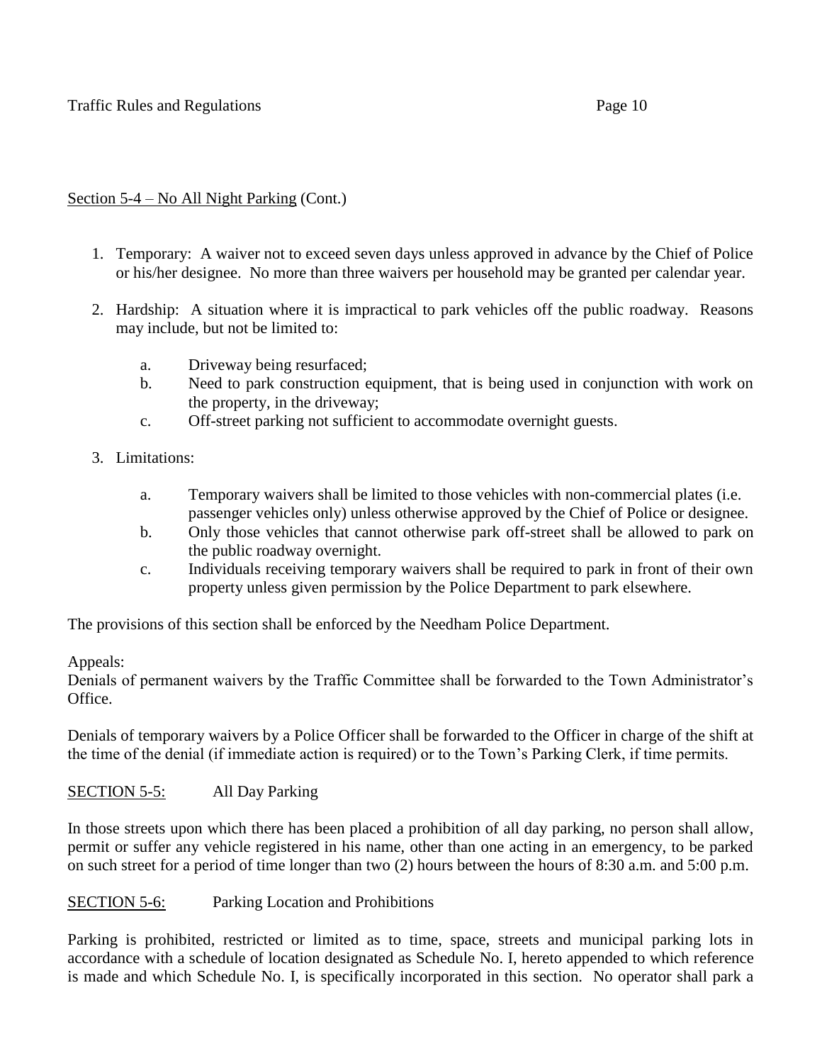## Section 5-4 – No All Night Parking (Cont.)

1. Temporary: A waiver not to exceed seven days unless approved in advance by the Chief of Police or his/her designee. No more than three waivers per household may be granted per calendar year.

2. Hardship: A situation where it is impractical to park vehicles off the public roadway. Reasons may include, but not be limited to:

   a. Driveway being resurfaced;
   b. Need to park construction equipment, that is being used in conjunction with work on the property, in the driveway;
   c. Off-street parking not sufficient to accommodate overnight guests.

3. Limitations:

   a. Temporary waivers shall be limited to those vehicles with non-commercial plates (i.e. passenger vehicles only) unless otherwise approved by the Chief of Police or designee.
   b. Only those vehicles that cannot otherwise park off-street shall be allowed to park on the public roadway overnight.
   c. Individuals receiving temporary waivers shall be required to park in front of their own property unless given permission by the Police Department to park elsewhere.

The provisions of this section shall be enforced by the Needham Police Department.

Appeals:
Denials of permanent waivers by the Traffic Committee shall be forwarded to the Town Administrator's Office.

Denials of temporary waivers by a Police Officer shall be forwarded to the Officer in charge of the shift at the time of the denial (if immediate action is required) or to the Town's Parking Clerk, if time permits.

## SECTION 5-5: All Day Parking

In those streets upon which there has been placed a prohibition of all day parking, no person shall allow, permit or suffer any vehicle registered in his name, other than one acting in an emergency, to be parked on such street for a period of time longer than two (2) hours between the hours of 8:30 a.m. and 5:00 p.m.

## SECTION 5-6: Parking Location and Prohibitions

Parking is prohibited, restricted or limited as to time, space, streets and municipal parking lots in accordance with a schedule of location designated as Schedule No. I, hereto appended to which reference is made and which Schedule No. I, is specifically incorporated in this section. No operator shall park a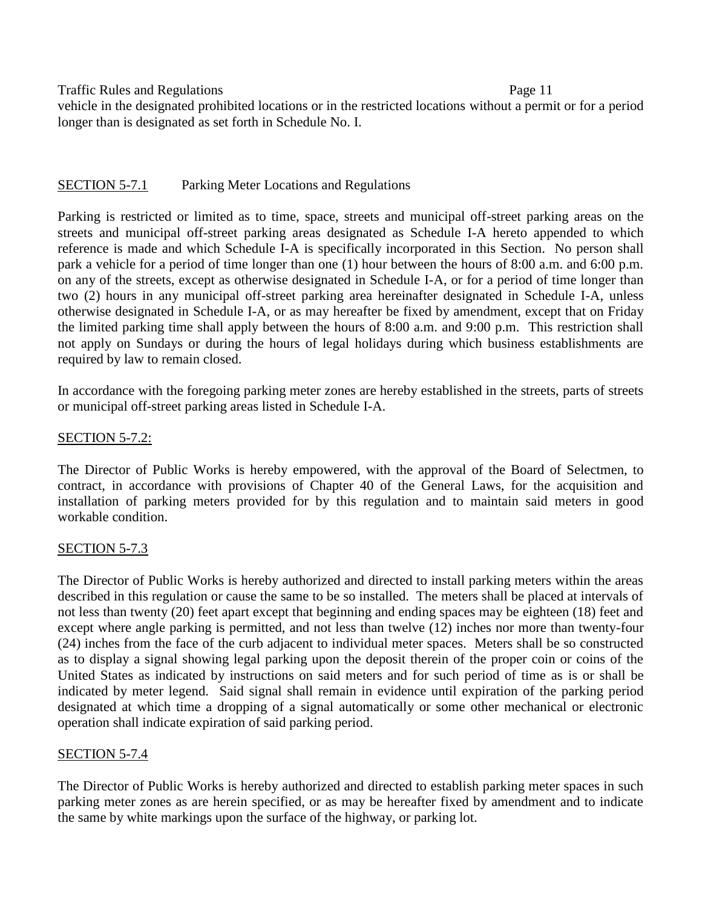vehicle in the designated prohibited locations or in the restricted locations without a permit or for a period longer than is designated as set forth in Schedule No. I.

## SECTION 5-7.1 Parking Meter Locations and Regulations

Parking is restricted or limited as to time, space, streets and municipal off-street parking areas on the streets and municipal off-street parking areas designated as Schedule I-A hereto appended to which reference is made and which Schedule I-A is specifically incorporated in this Section. No person shall park a vehicle for a period of time longer than one (1) hour between the hours of 8:00 a.m. and 6:00 p.m. on any of the streets, except as otherwise designated in Schedule I-A, or for a period of time longer than two (2) hours in any municipal off-street parking area hereinafter designated in Schedule I-A, unless otherwise designated in Schedule I-A, or as may hereafter be fixed by amendment, except that on Friday the limited parking time shall apply between the hours of 8:00 a.m. and 9:00 p.m. This restriction shall not apply on Sundays or during the hours of legal holidays during which business establishments are required by law to remain closed.

In accordance with the foregoing parking meter zones are hereby established in the streets, parts of streets or municipal off-street parking areas listed in Schedule I-A.

## SECTION 5-7.2:

The Director of Public Works is hereby empowered, with the approval of the Board of Selectmen, to contract, in accordance with provisions of Chapter 40 of the General Laws, for the acquisition and installation of parking meters provided for by this regulation and to maintain said meters in good workable condition.

## SECTION 5-7.3

The Director of Public Works is hereby authorized and directed to install parking meters within the areas described in this regulation or cause the same to be so installed. The meters shall be placed at intervals of not less than twenty (20) feet apart except that beginning and ending spaces may be eighteen (18) feet and except where angle parking is permitted, and not less than twelve (12) inches nor more than twenty-four (24) inches from the face of the curb adjacent to individual meter spaces. Meters shall be so constructed as to display a signal showing legal parking upon the deposit therein of the proper coin or coins of the United States as indicated by instructions on said meters and for such period of time as is or shall be indicated by meter legend. Said signal shall remain in evidence until expiration of the parking period designated at which time a dropping of a signal automatically or some other mechanical or electronic operation shall indicate expiration of said parking period.

## SECTION 5-7.4

The Director of Public Works is hereby authorized and directed to establish parking meter spaces in such parking meter zones as are herein specified, or as may be hereafter fixed by amendment and to indicate the same by white markings upon the surface of the highway, or parking lot.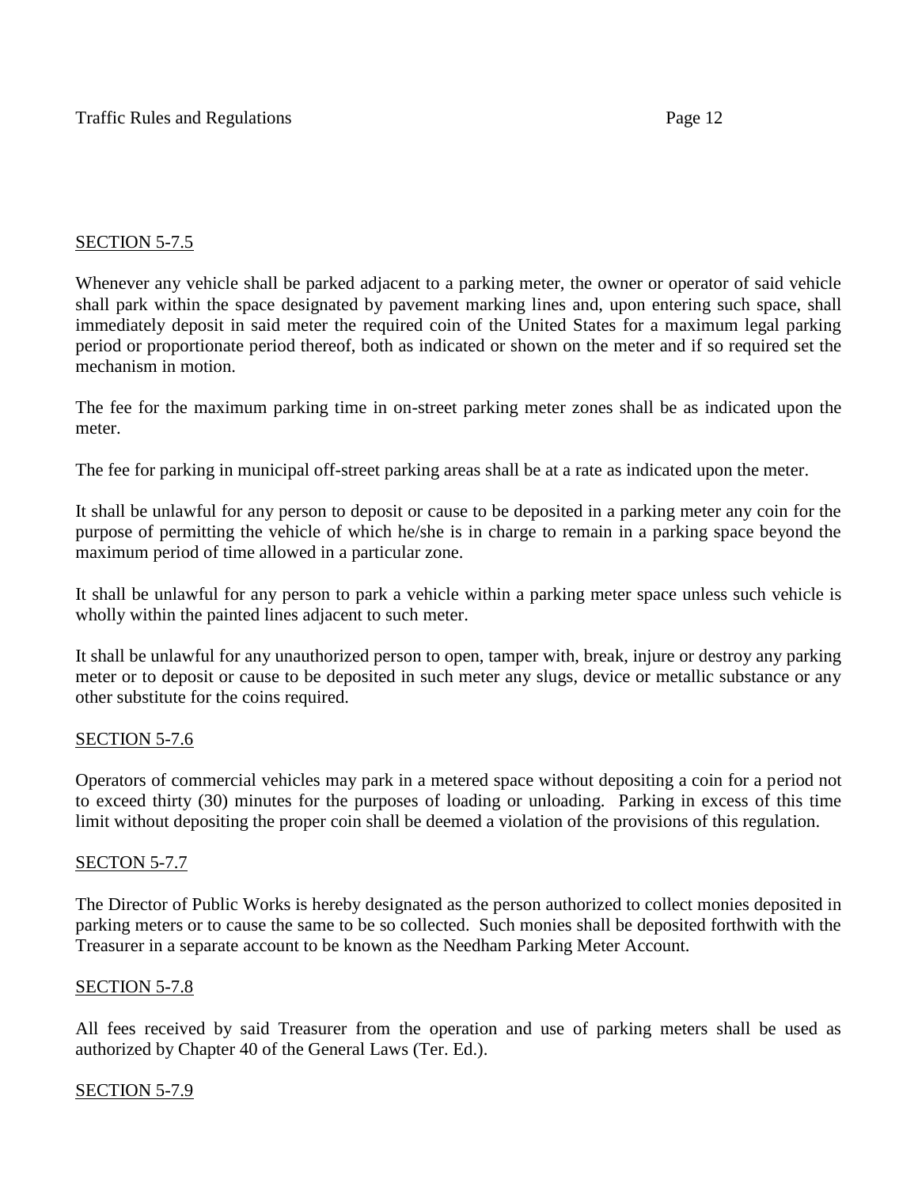SECTION 5-7.5

Whenever any vehicle shall be parked adjacent to a parking meter, the owner or operator of said vehicle shall park within the space designated by pavement marking lines and, upon entering such space, shall immediately deposit in said meter the required coin of the United States for a maximum legal parking period or proportionate period thereof, both as indicated or shown on the meter and if so required set the mechanism in motion.

The fee for the maximum parking time in on-street parking meter zones shall be as indicated upon the meter.

The fee for parking in municipal off-street parking areas shall be at a rate as indicated upon the meter.

It shall be unlawful for any person to deposit or cause to be deposited in a parking meter any coin for the purpose of permitting the vehicle of which he/she is in charge to remain in a parking space beyond the maximum period of time allowed in a particular zone.

It shall be unlawful for any person to park a vehicle within a parking meter space unless such vehicle is wholly within the painted lines adjacent to such meter.

It shall be unlawful for any unauthorized person to open, tamper with, break, injure or destroy any parking meter or to deposit or cause to be deposited in such meter any slugs, device or metallic substance or any other substitute for the coins required.

SECTION 5-7.6

Operators of commercial vehicles may park in a metered space without depositing a coin for a period not to exceed thirty (30) minutes for the purposes of loading or unloading. Parking in excess of this time limit without depositing the proper coin shall be deemed a violation of the provisions of this regulation.

SECTON 5-7.7

The Director of Public Works is hereby designated as the person authorized to collect monies deposited in parking meters or to cause the same to be so collected. Such monies shall be deposited forthwith with the Treasurer in a separate account to be known as the Needham Parking Meter Account.

SECTION 5-7.8

All fees received by said Treasurer from the operation and use of parking meters shall be used as authorized by Chapter 40 of the General Laws (Ter. Ed.).

SECTION 5-7.9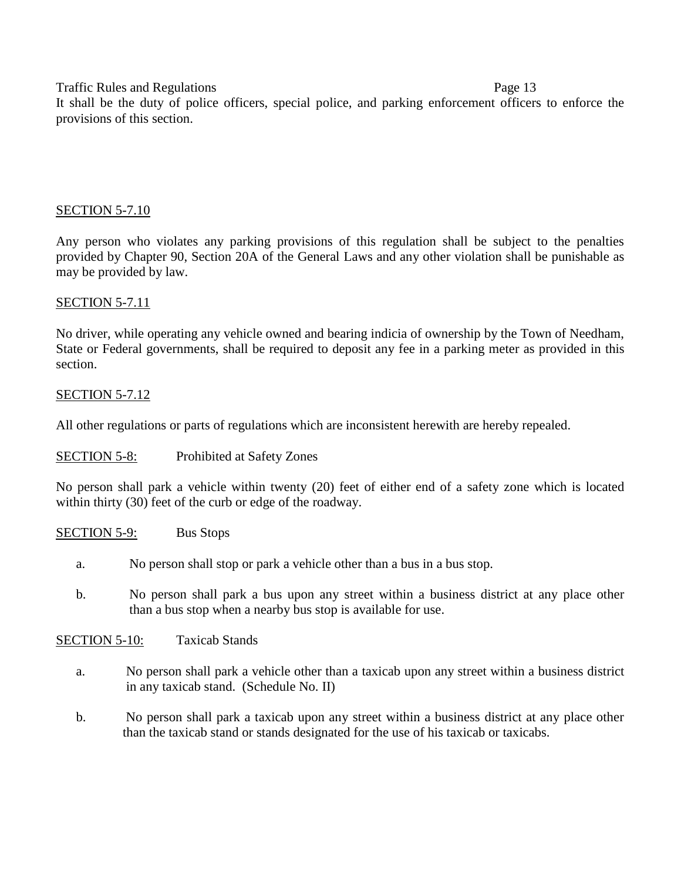It shall be the duty of police officers, special police, and parking enforcement officers to enforce the provisions of this section.

<u>SECTION 5-7.10</u>

Any person who violates any parking provisions of this regulation shall be subject to the penalties provided by Chapter 90, Section 20A of the General Laws and any other violation shall be punishable as may be provided by law.

<u>SECTION 5-7.11</u>

No driver, while operating any vehicle owned and bearing indicia of ownership by the Town of Needham, State or Federal governments, shall be required to deposit any fee in a parking meter as provided in this section.

<u>SECTION 5-7.12</u>

All other regulations or parts of regulations which are inconsistent herewith are hereby repealed.

<u>SECTION 5-8:</u> Prohibited at Safety Zones

No person shall park a vehicle within twenty (20) feet of either end of a safety zone which is located within thirty (30) feet of the curb or edge of the roadway.

<u>SECTION 5-9:</u> Bus Stops

a. No person shall stop or park a vehicle other than a bus in a bus stop.

b. No person shall park a bus upon any street within a business district at any place other than a bus stop when a nearby bus stop is available for use.

<u>SECTION 5-10:</u> Taxicab Stands

a. No person shall park a vehicle other than a taxicab upon any street within a business district in any taxicab stand. (Schedule No. II)

b. No person shall park a taxicab upon any street within a business district at any place other than the taxicab stand or stands designated for the use of his taxicab or taxicabs.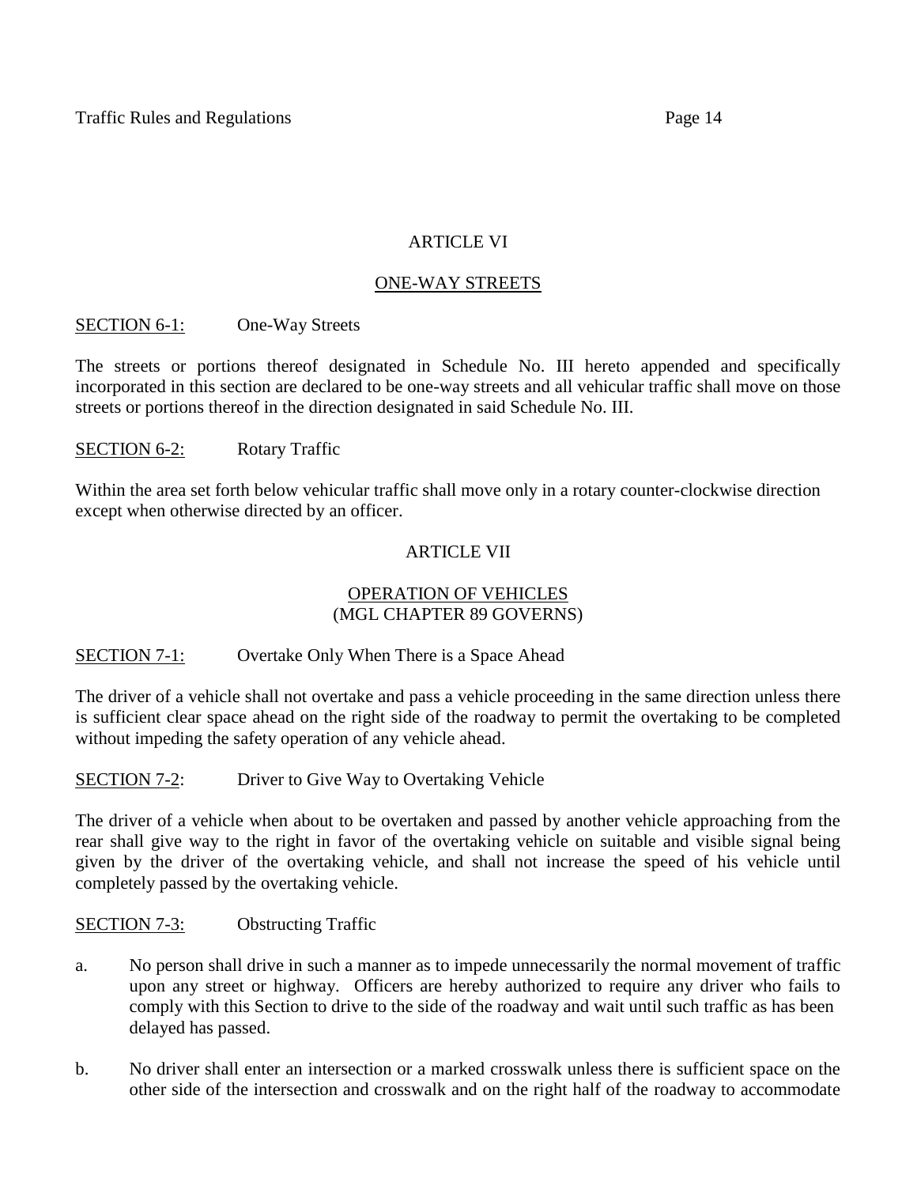## ARTICLE VI

## ONE-WAY STREETS

SECTION 6-1: One-Way Streets

The streets or portions thereof designated in Schedule No. III hereto appended and specifically incorporated in this section are declared to be one-way streets and all vehicular traffic shall move on those streets or portions thereof in the direction designated in said Schedule No. III.

SECTION 6-2: Rotary Traffic

Within the area set forth below vehicular traffic shall move only in a rotary counter-clockwise direction except when otherwise directed by an officer.

## ARTICLE VII

## OPERATION OF VEHICLES
(MGL CHAPTER 89 GOVERNS)

SECTION 7-1: Overtake Only When There is a Space Ahead

The driver of a vehicle shall not overtake and pass a vehicle proceeding in the same direction unless there is sufficient clear space ahead on the right side of the roadway to permit the overtaking to be completed without impeding the safety operation of any vehicle ahead.

SECTION 7-2: Driver to Give Way to Overtaking Vehicle

The driver of a vehicle when about to be overtaken and passed by another vehicle approaching from the rear shall give way to the right in favor of the overtaking vehicle on suitable and visible signal being given by the driver of the overtaking vehicle, and shall not increase the speed of his vehicle until completely passed by the overtaking vehicle.

SECTION 7-3: Obstructing Traffic

a. No person shall drive in such a manner as to impede unnecessarily the normal movement of traffic upon any street or highway. Officers are hereby authorized to require any driver who fails to comply with this Section to drive to the side of the roadway and wait until such traffic as has been delayed has passed.

b. No driver shall enter an intersection or a marked crosswalk unless there is sufficient space on the other side of the intersection and crosswalk and on the right half of the roadway to accommodate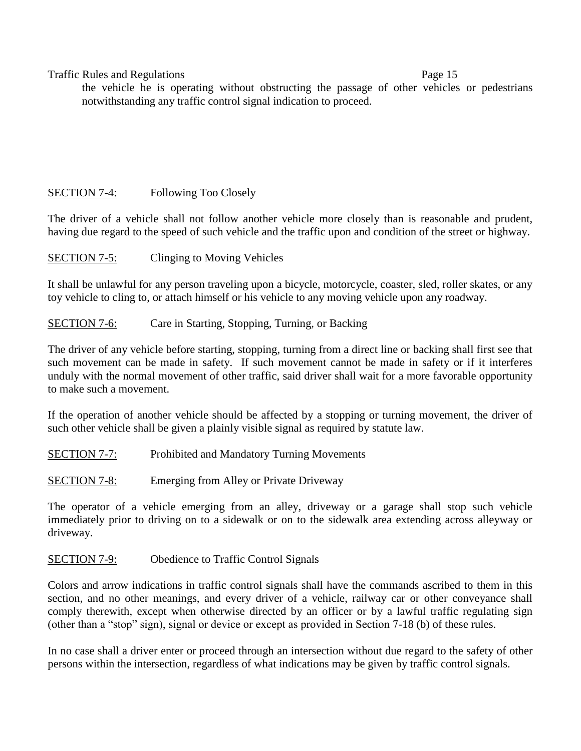the vehicle he is operating without obstructing the passage of other vehicles or pedestrians notwithstanding any traffic control signal indication to proceed.

## SECTION 7-4: Following Too Closely

The driver of a vehicle shall not follow another vehicle more closely than is reasonable and prudent, having due regard to the speed of such vehicle and the traffic upon and condition of the street or highway.

## SECTION 7-5: Clinging to Moving Vehicles

It shall be unlawful for any person traveling upon a bicycle, motorcycle, coaster, sled, roller skates, or any toy vehicle to cling to, or attach himself or his vehicle to any moving vehicle upon any roadway.

## SECTION 7-6: Care in Starting, Stopping, Turning, or Backing

The driver of any vehicle before starting, stopping, turning from a direct line or backing shall first see that such movement can be made in safety. If such movement cannot be made in safety or if it interferes unduly with the normal movement of other traffic, said driver shall wait for a more favorable opportunity to make such a movement.

If the operation of another vehicle should be affected by a stopping or turning movement, the driver of such other vehicle shall be given a plainly visible signal as required by statute law.

## SECTION 7-7: Prohibited and Mandatory Turning Movements

## SECTION 7-8: Emerging from Alley or Private Driveway

The operator of a vehicle emerging from an alley, driveway or a garage shall stop such vehicle immediately prior to driving on to a sidewalk or on to the sidewalk area extending across alleyway or driveway.

## SECTION 7-9: Obedience to Traffic Control Signals

Colors and arrow indications in traffic control signals shall have the commands ascribed to them in this section, and no other meanings, and every driver of a vehicle, railway car or other conveyance shall comply therewith, except when otherwise directed by an officer or by a lawful traffic regulating sign (other than a "stop" sign), signal or device or except as provided in Section 7-18 (b) of these rules.

In no case shall a driver enter or proceed through an intersection without due regard to the safety of other persons within the intersection, regardless of what indications may be given by traffic control signals.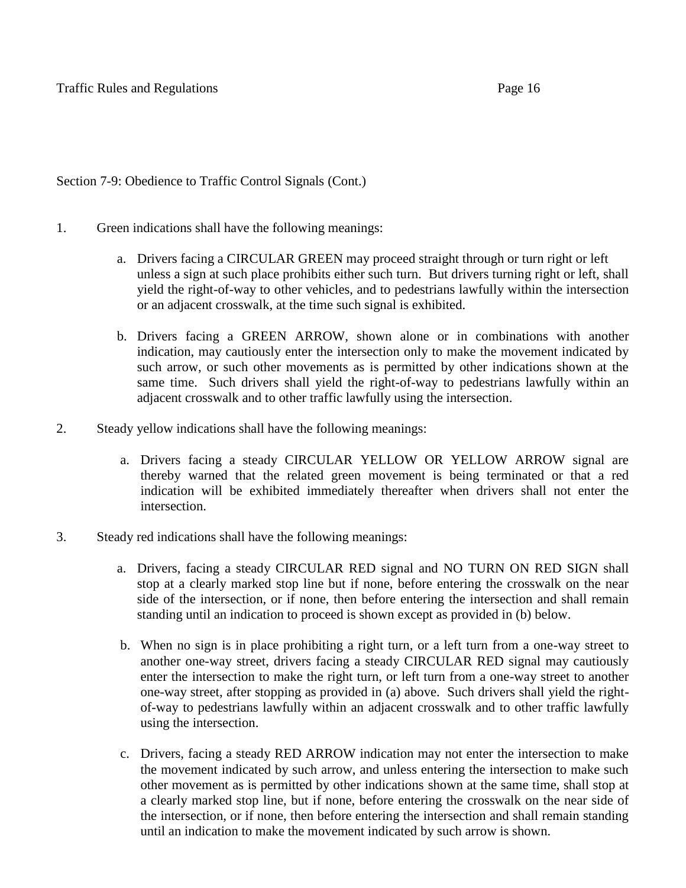Section 7-9: Obedience to Traffic Control Signals (Cont.)

1. Green indications shall have the following meanings:

   a. Drivers facing a CIRCULAR GREEN may proceed straight through or turn right or left unless a sign at such place prohibits either such turn. But drivers turning right or left, shall yield the right-of-way to other vehicles, and to pedestrians lawfully within the intersection or an adjacent crosswalk, at the time such signal is exhibited.

   b. Drivers facing a GREEN ARROW, shown alone or in combinations with another indication, may cautiously enter the intersection only to make the movement indicated by such arrow, or such other movements as is permitted by other indications shown at the same time. Such drivers shall yield the right-of-way to pedestrians lawfully within an adjacent crosswalk and to other traffic lawfully using the intersection.

2. Steady yellow indications shall have the following meanings:

   a. Drivers facing a steady CIRCULAR YELLOW OR YELLOW ARROW signal are thereby warned that the related green movement is being terminated or that a red indication will be exhibited immediately thereafter when drivers shall not enter the intersection.

3. Steady red indications shall have the following meanings:

   a. Drivers, facing a steady CIRCULAR RED signal and NO TURN ON RED SIGN shall stop at a clearly marked stop line but if none, before entering the crosswalk on the near side of the intersection, or if none, then before entering the intersection and shall remain standing until an indication to proceed is shown except as provided in (b) below.

   b. When no sign is in place prohibiting a right turn, or a left turn from a one-way street to another one-way street, drivers facing a steady CIRCULAR RED signal may cautiously enter the intersection to make the right turn, or left turn from a one-way street to another one-way street, after stopping as provided in (a) above. Such drivers shall yield the right-of-way to pedestrians lawfully within an adjacent crosswalk and to other traffic lawfully using the intersection.

   c. Drivers, facing a steady RED ARROW indication may not enter the intersection to make the movement indicated by such arrow, and unless entering the intersection to make such other movement as is permitted by other indications shown at the same time, shall stop at a clearly marked stop line, but if none, before entering the crosswalk on the near side of the intersection, or if none, then before entering the intersection and shall remain standing until an indication to make the movement indicated by such arrow is shown.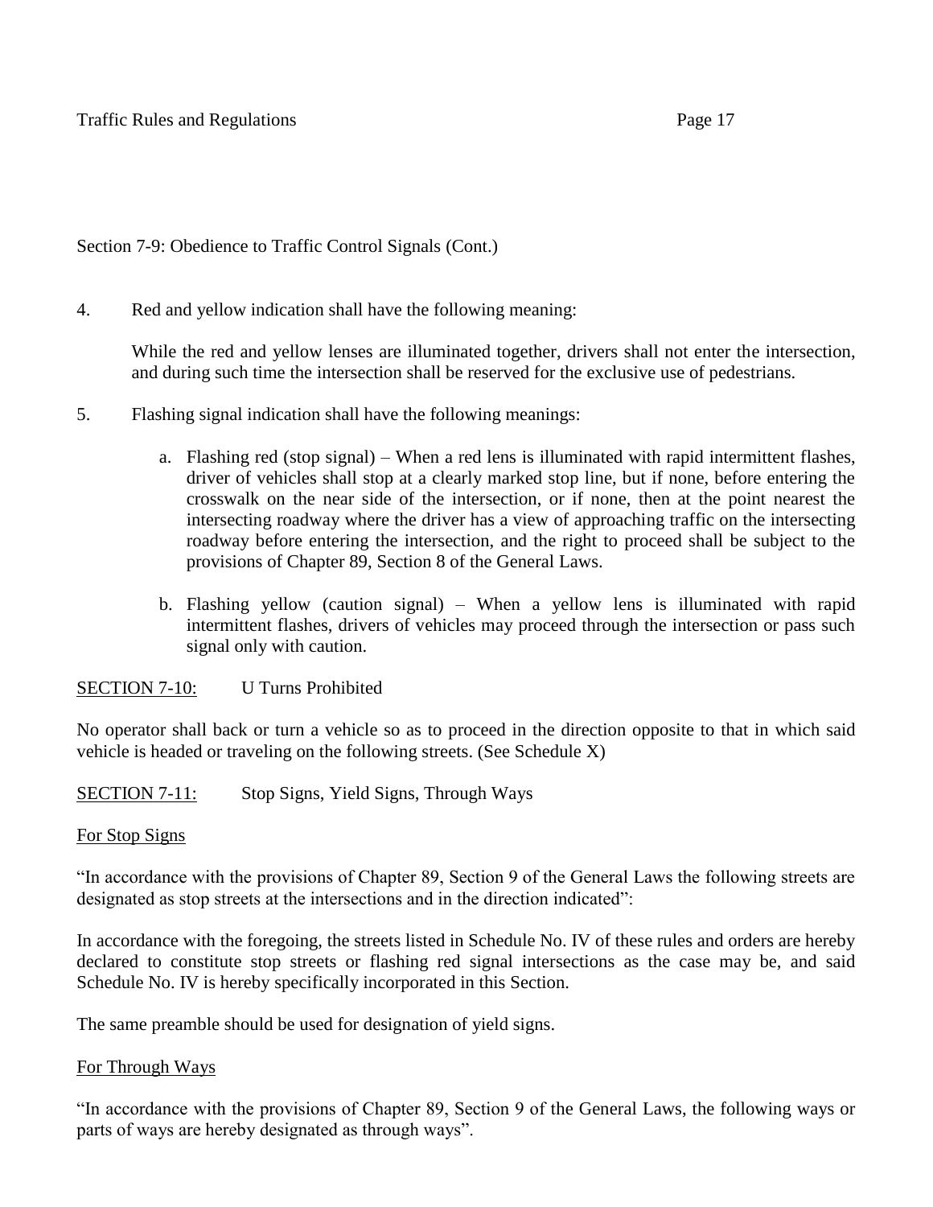Section 7-9: Obedience to Traffic Control Signals (Cont.)

4. Red and yellow indication shall have the following meaning:

   While the red and yellow lenses are illuminated together, drivers shall not enter the intersection, and during such time the intersection shall be reserved for the exclusive use of pedestrians.

5. Flashing signal indication shall have the following meanings:

   a. Flashing red (stop signal) – When a red lens is illuminated with rapid intermittent flashes, driver of vehicles shall stop at a clearly marked stop line, but if none, before entering the crosswalk on the near side of the intersection, or if none, then at the point nearest the intersecting roadway where the driver has a view of approaching traffic on the intersecting roadway before entering the intersection, and the right to proceed shall be subject to the provisions of Chapter 89, Section 8 of the General Laws.

   b. Flashing yellow (caution signal) – When a yellow lens is illuminated with rapid intermittent flashes, drivers of vehicles may proceed through the intersection or pass such signal only with caution.

<u>SECTION 7-10:</u> U Turns Prohibited

No operator shall back or turn a vehicle so as to proceed in the direction opposite to that in which said vehicle is headed or traveling on the following streets. (See Schedule X)

<u>SECTION 7-11:</u> Stop Signs, Yield Signs, Through Ways

<u>For Stop Signs</u>

"In accordance with the provisions of Chapter 89, Section 9 of the General Laws the following streets are designated as stop streets at the intersections and in the direction indicated":

In accordance with the foregoing, the streets listed in Schedule No. IV of these rules and orders are hereby declared to constitute stop streets or flashing red signal intersections as the case may be, and said Schedule No. IV is hereby specifically incorporated in this Section.

The same preamble should be used for designation of yield signs.

<u>For Through Ways</u>

"In accordance with the provisions of Chapter 89, Section 9 of the General Laws, the following ways or parts of ways are hereby designated as through ways".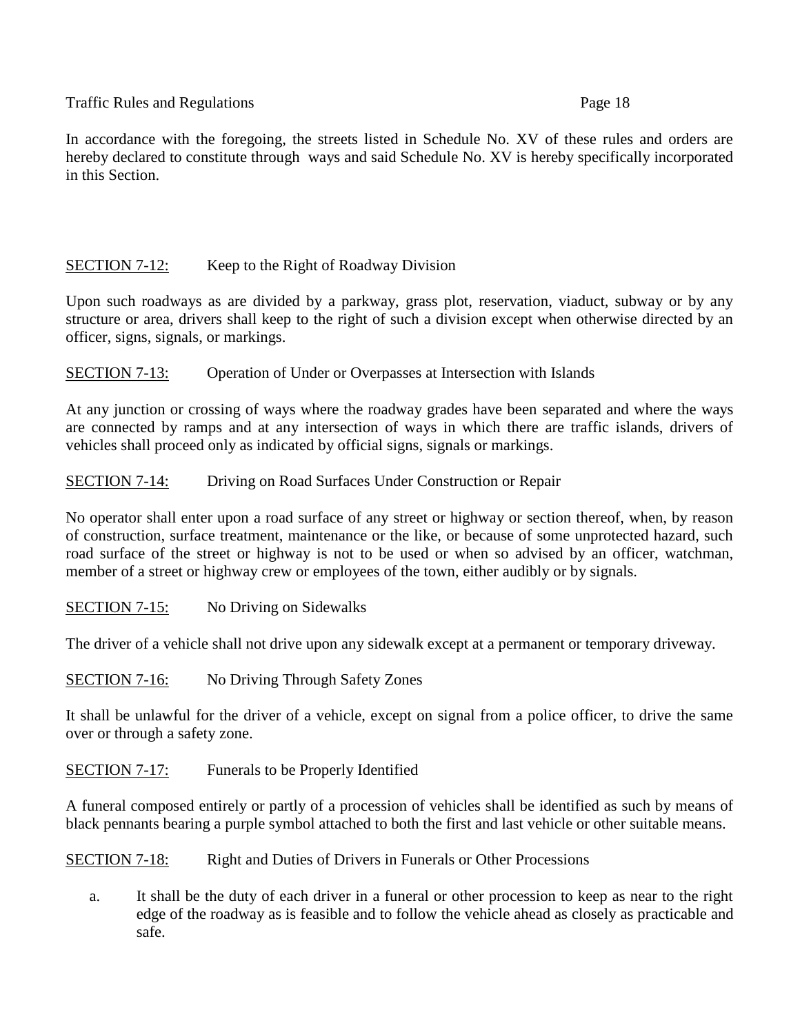In accordance with the foregoing, the streets listed in Schedule No. XV of these rules and orders are hereby declared to constitute through ways and said Schedule No. XV is hereby specifically incorporated in this Section.

<u>SECTION 7-12:</u> Keep to the Right of Roadway Division

Upon such roadways as are divided by a parkway, grass plot, reservation, viaduct, subway or by any structure or area, drivers shall keep to the right of such a division except when otherwise directed by an officer, signs, signals, or markings.

<u>SECTION 7-13:</u> Operation of Under or Overpasses at Intersection with Islands

At any junction or crossing of ways where the roadway grades have been separated and where the ways are connected by ramps and at any intersection of ways in which there are traffic islands, drivers of vehicles shall proceed only as indicated by official signs, signals or markings.

<u>SECTION 7-14:</u> Driving on Road Surfaces Under Construction or Repair

No operator shall enter upon a road surface of any street or highway or section thereof, when, by reason of construction, surface treatment, maintenance or the like, or because of some unprotected hazard, such road surface of the street or highway is not to be used or when so advised by an officer, watchman, member of a street or highway crew or employees of the town, either audibly or by signals.

<u>SECTION 7-15:</u> No Driving on Sidewalks

The driver of a vehicle shall not drive upon any sidewalk except at a permanent or temporary driveway.

<u>SECTION 7-16:</u> No Driving Through Safety Zones

It shall be unlawful for the driver of a vehicle, except on signal from a police officer, to drive the same over or through a safety zone.

<u>SECTION 7-17:</u> Funerals to be Properly Identified

A funeral composed entirely or partly of a procession of vehicles shall be identified as such by means of black pennants bearing a purple symbol attached to both the first and last vehicle or other suitable means.

<u>SECTION 7-18:</u> Right and Duties of Drivers in Funerals or Other Processions

a. It shall be the duty of each driver in a funeral or other procession to keep as near to the right edge of the roadway as is feasible and to follow the vehicle ahead as closely as practicable and safe.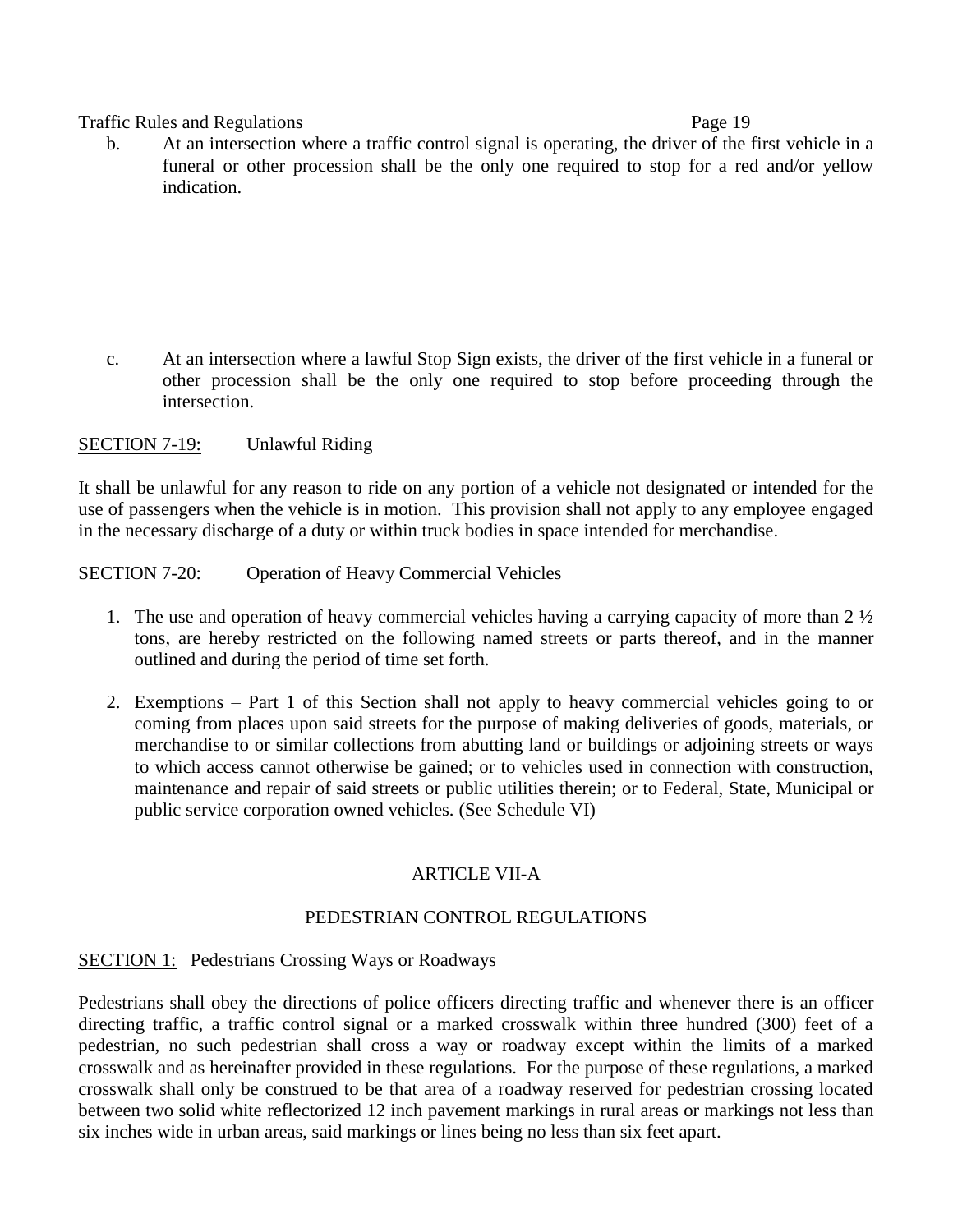b. At an intersection where a traffic control signal is operating, the driver of the first vehicle in a funeral or other procession shall be the only one required to stop for a red and/or yellow indication.

c. At an intersection where a lawful Stop Sign exists, the driver of the first vehicle in a funeral or other procession shall be the only one required to stop before proceeding through the intersection.

SECTION 7-19: Unlawful Riding

It shall be unlawful for any reason to ride on any portion of a vehicle not designated or intended for the use of passengers when the vehicle is in motion. This provision shall not apply to any employee engaged in the necessary discharge of a duty or within truck bodies in space intended for merchandise.

SECTION 7-20: Operation of Heavy Commercial Vehicles

1. The use and operation of heavy commercial vehicles having a carrying capacity of more than 2 ½ tons, are hereby restricted on the following named streets or parts thereof, and in the manner outlined and during the period of time set forth.

2. Exemptions – Part 1 of this Section shall not apply to heavy commercial vehicles going to or coming from places upon said streets for the purpose of making deliveries of goods, materials, or merchandise to or similar collections from abutting land or buildings or adjoining streets or ways to which access cannot otherwise be gained; or to vehicles used in connection with construction, maintenance and repair of said streets or public utilities therein; or to Federal, State, Municipal or public service corporation owned vehicles. (See Schedule VI)

## ARTICLE VII-A

## PEDESTRIAN CONTROL REGULATIONS

SECTION 1: Pedestrians Crossing Ways or Roadways

Pedestrians shall obey the directions of police officers directing traffic and whenever there is an officer directing traffic, a traffic control signal or a marked crosswalk within three hundred (300) feet of a pedestrian, no such pedestrian shall cross a way or roadway except within the limits of a marked crosswalk and as hereinafter provided in these regulations. For the purpose of these regulations, a marked crosswalk shall only be construed to be that area of a roadway reserved for pedestrian crossing located between two solid white reflectorized 12 inch pavement markings in rural areas or markings not less than six inches wide in urban areas, said markings or lines being no less than six feet apart.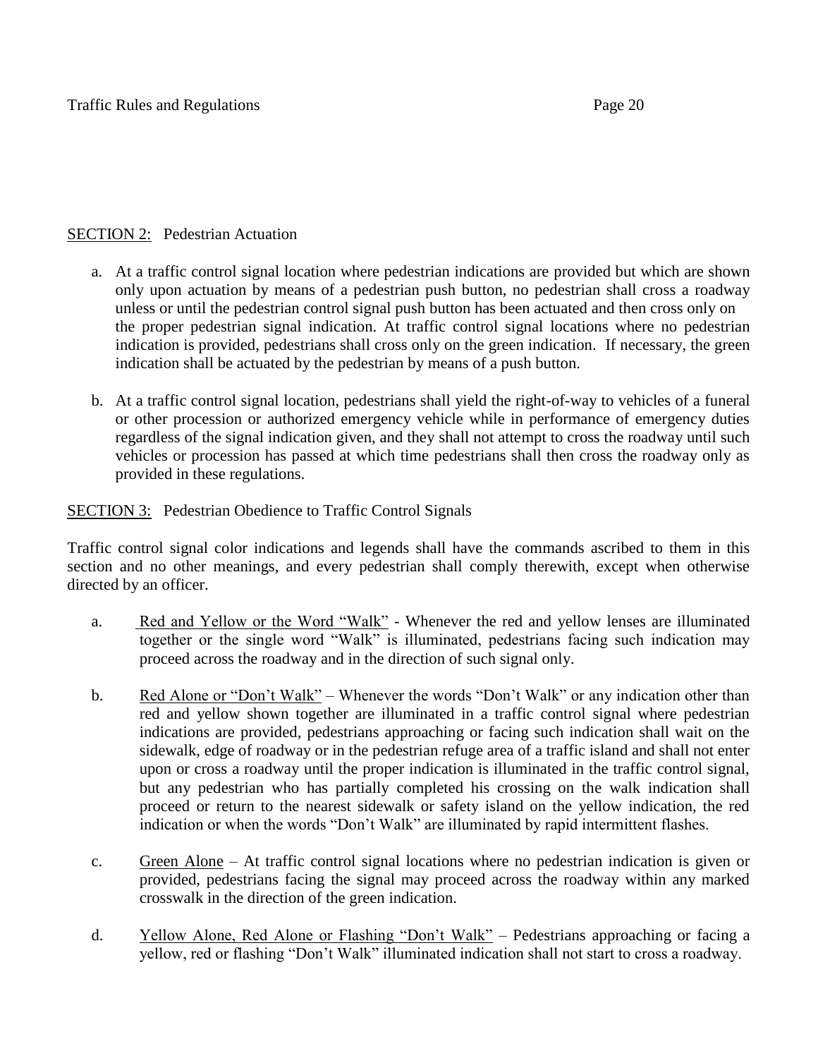SECTION 2: Pedestrian Actuation

a. At a traffic control signal location where pedestrian indications are provided but which are shown only upon actuation by means of a pedestrian push button, no pedestrian shall cross a roadway unless or until the pedestrian control signal push button has been actuated and then cross only on the proper pedestrian signal indication. At traffic control signal locations where no pedestrian indication is provided, pedestrians shall cross only on the green indication. If necessary, the green indication shall be actuated by the pedestrian by means of a push button.

b. At a traffic control signal location, pedestrians shall yield the right-of-way to vehicles of a funeral or other procession or authorized emergency vehicle while in performance of emergency duties regardless of the signal indication given, and they shall not attempt to cross the roadway until such vehicles or procession has passed at which time pedestrians shall then cross the roadway only as provided in these regulations.

SECTION 3: Pedestrian Obedience to Traffic Control Signals

Traffic control signal color indications and legends shall have the commands ascribed to them in this section and no other meanings, and every pedestrian shall comply therewith, except when otherwise directed by an officer.

a. Red and Yellow or the Word "Walk" - Whenever the red and yellow lenses are illuminated together or the single word "Walk" is illuminated, pedestrians facing such indication may proceed across the roadway and in the direction of such signal only.

b. Red Alone or "Don't Walk" – Whenever the words "Don't Walk" or any indication other than red and yellow shown together are illuminated in a traffic control signal where pedestrian indications are provided, pedestrians approaching or facing such indication shall wait on the sidewalk, edge of roadway or in the pedestrian refuge area of a traffic island and shall not enter upon or cross a roadway until the proper indication is illuminated in the traffic control signal, but any pedestrian who has partially completed his crossing on the walk indication shall proceed or return to the nearest sidewalk or safety island on the yellow indication, the red indication or when the words "Don't Walk" are illuminated by rapid intermittent flashes.

c. Green Alone – At traffic control signal locations where no pedestrian indication is given or provided, pedestrians facing the signal may proceed across the roadway within any marked crosswalk in the direction of the green indication.

d. Yellow Alone, Red Alone or Flashing "Don't Walk" – Pedestrians approaching or facing a yellow, red or flashing "Don't Walk" illuminated indication shall not start to cross a roadway.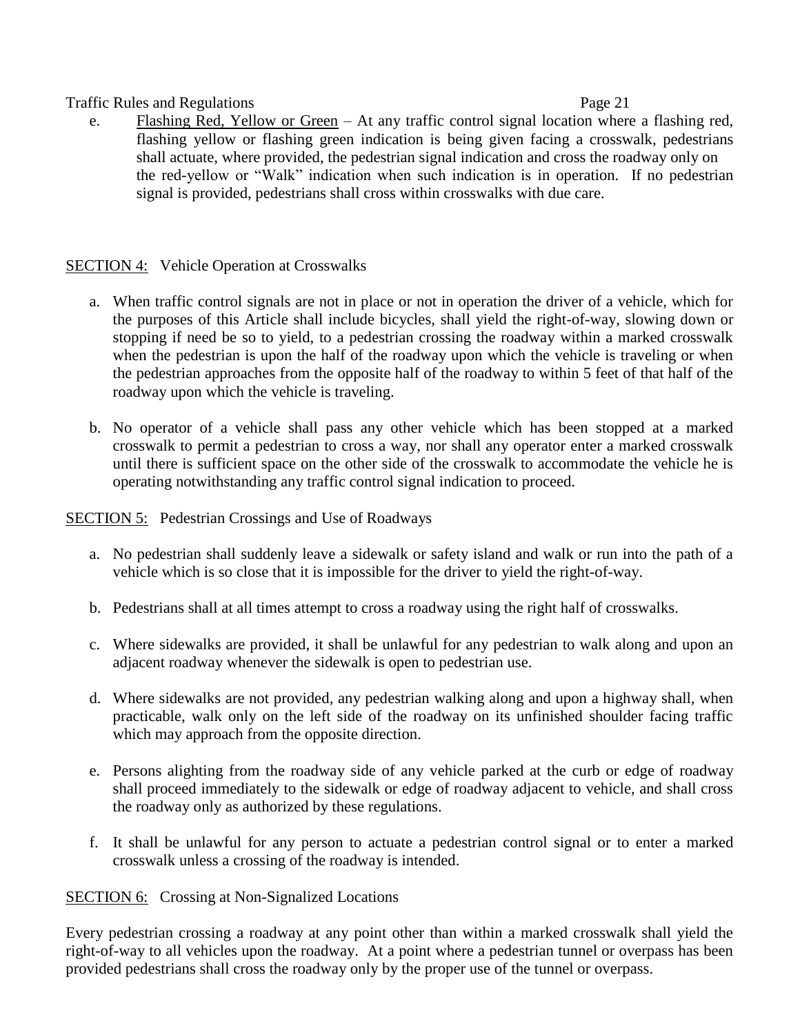e. <u>Flashing Red, Yellow or Green</u> – At any traffic control signal location where a flashing red, flashing yellow or flashing green indication is being given facing a crosswalk, pedestrians shall actuate, where provided, the pedestrian signal indication and cross the roadway only on the red-yellow or "Walk" indication when such indication is in operation. If no pedestrian signal is provided, pedestrians shall cross within crosswalks with due care.

## <u>SECTION 4:</u> Vehicle Operation at Crosswalks

a. When traffic control signals are not in place or not in operation the driver of a vehicle, which for the purposes of this Article shall include bicycles, shall yield the right-of-way, slowing down or stopping if need be so to yield, to a pedestrian crossing the roadway within a marked crosswalk when the pedestrian is upon the half of the roadway upon which the vehicle is traveling or when the pedestrian approaches from the opposite half of the roadway to within 5 feet of that half of the roadway upon which the vehicle is traveling.

b. No operator of a vehicle shall pass any other vehicle which has been stopped at a marked crosswalk to permit a pedestrian to cross a way, nor shall any operator enter a marked crosswalk until there is sufficient space on the other side of the crosswalk to accommodate the vehicle he is operating notwithstanding any traffic control signal indication to proceed.

## <u>SECTION 5:</u> Pedestrian Crossings and Use of Roadways

a. No pedestrian shall suddenly leave a sidewalk or safety island and walk or run into the path of a vehicle which is so close that it is impossible for the driver to yield the right-of-way.

b. Pedestrians shall at all times attempt to cross a roadway using the right half of crosswalks.

c. Where sidewalks are provided, it shall be unlawful for any pedestrian to walk along and upon an adjacent roadway whenever the sidewalk is open to pedestrian use.

d. Where sidewalks are not provided, any pedestrian walking along and upon a highway shall, when practicable, walk only on the left side of the roadway on its unfinished shoulder facing traffic which may approach from the opposite direction.

e. Persons alighting from the roadway side of any vehicle parked at the curb or edge of roadway shall proceed immediately to the sidewalk or edge of roadway adjacent to vehicle, and shall cross the roadway only as authorized by these regulations.

f. It shall be unlawful for any person to actuate a pedestrian control signal or to enter a marked crosswalk unless a crossing of the roadway is intended.

## <u>SECTION 6:</u> Crossing at Non-Signalized Locations

Every pedestrian crossing a roadway at any point other than within a marked crosswalk shall yield the right-of-way to all vehicles upon the roadway. At a point where a pedestrian tunnel or overpass has been provided pedestrians shall cross the roadway only by the proper use of the tunnel or overpass.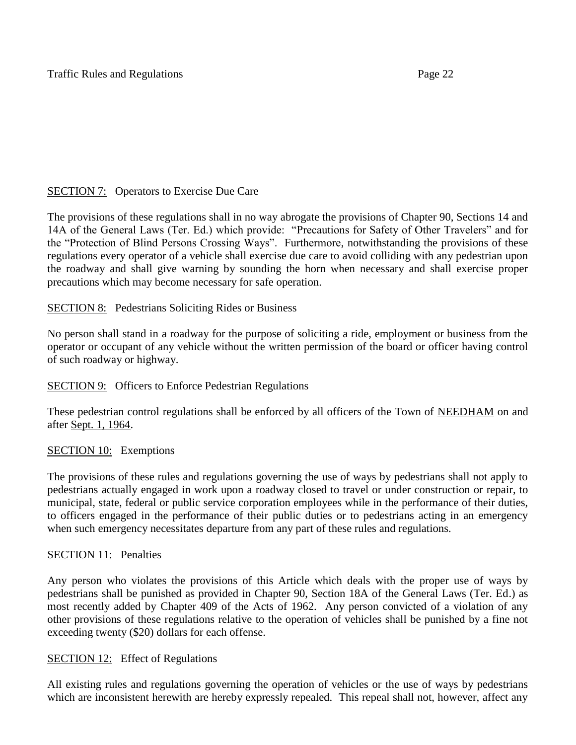<u>SECTION 7:</u> Operators to Exercise Due Care

The provisions of these regulations shall in no way abrogate the provisions of Chapter 90, Sections 14 and 14A of the General Laws (Ter. Ed.) which provide: "Precautions for Safety of Other Travelers" and for the "Protection of Blind Persons Crossing Ways". Furthermore, notwithstanding the provisions of these regulations every operator of a vehicle shall exercise due care to avoid colliding with any pedestrian upon the roadway and shall give warning by sounding the horn when necessary and shall exercise proper precautions which may become necessary for safe operation.

<u>SECTION 8:</u> Pedestrians Soliciting Rides or Business

No person shall stand in a roadway for the purpose of soliciting a ride, employment or business from the operator or occupant of any vehicle without the written permission of the board or officer having control of such roadway or highway.

<u>SECTION 9:</u> Officers to Enforce Pedestrian Regulations

These pedestrian control regulations shall be enforced by all officers of the Town of <u>NEEDHAM</u> on and after <u>Sept. 1, 1964</u>.

<u>SECTION 10:</u> Exemptions

The provisions of these rules and regulations governing the use of ways by pedestrians shall not apply to pedestrians actually engaged in work upon a roadway closed to travel or under construction or repair, to municipal, state, federal or public service corporation employees while in the performance of their duties, to officers engaged in the performance of their public duties or to pedestrians acting in an emergency when such emergency necessitates departure from any part of these rules and regulations.

<u>SECTION 11:</u> Penalties

Any person who violates the provisions of this Article which deals with the proper use of ways by pedestrians shall be punished as provided in Chapter 90, Section 18A of the General Laws (Ter. Ed.) as most recently added by Chapter 409 of the Acts of 1962. Any person convicted of a violation of any other provisions of these regulations relative to the operation of vehicles shall be punished by a fine not exceeding twenty ($20) dollars for each offense.

<u>SECTION 12:</u> Effect of Regulations

All existing rules and regulations governing the operation of vehicles or the use of ways by pedestrians which are inconsistent herewith are hereby expressly repealed. This repeal shall not, however, affect any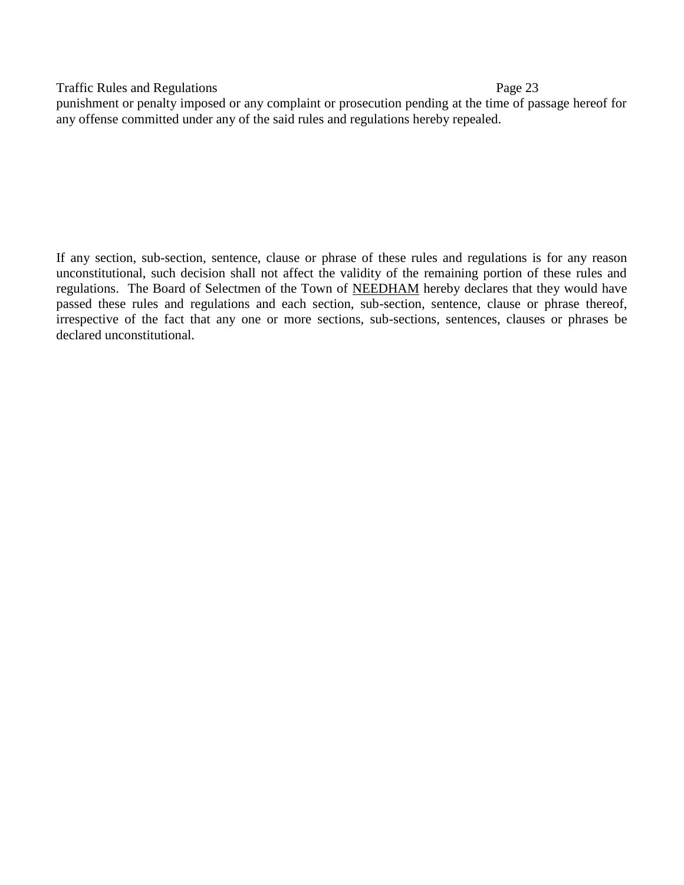punishment or penalty imposed or any complaint or prosecution pending at the time of passage hereof for any offense committed under any of the said rules and regulations hereby repealed.

If any section, sub-section, sentence, clause or phrase of these rules and regulations is for any reason unconstitutional, such decision shall not affect the validity of the remaining portion of these rules and regulations. The Board of Selectmen of the Town of <u>NEEDHAM</u> hereby declares that they would have passed these rules and regulations and each section, sub-section, sentence, clause or phrase thereof, irrespective of the fact that any one or more sections, sub-sections, sentences, clauses or phrases be declared unconstitutional.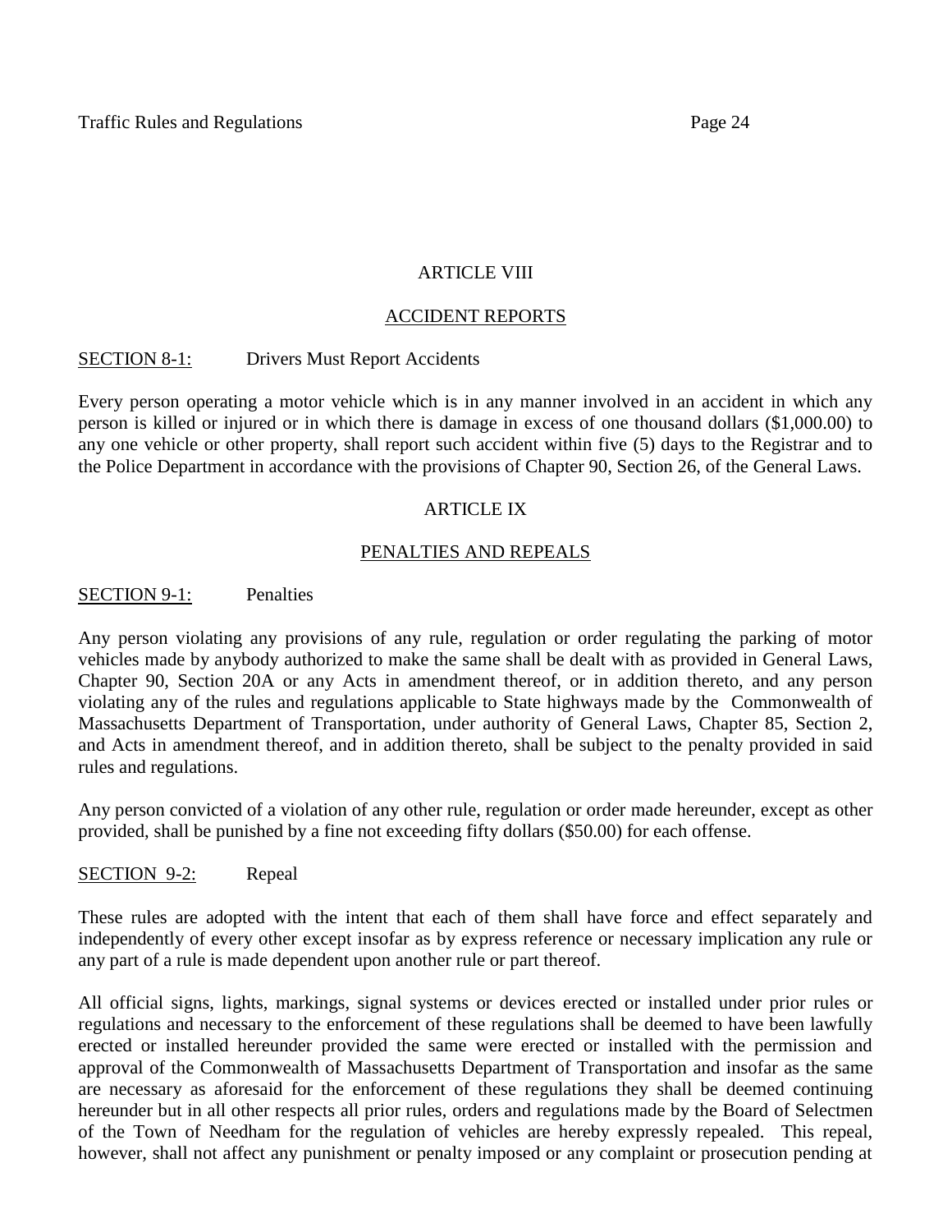## ARTICLE VIII

## ACCIDENT REPORTS

SECTION 8-1: Drivers Must Report Accidents

Every person operating a motor vehicle which is in any manner involved in an accident in which any person is killed or injured or in which there is damage in excess of one thousand dollars ($1,000.00) to any one vehicle or other property, shall report such accident within five (5) days to the Registrar and to the Police Department in accordance with the provisions of Chapter 90, Section 26, of the General Laws.

## ARTICLE IX

## PENALTIES AND REPEALS

SECTION 9-1: Penalties

Any person violating any provisions of any rule, regulation or order regulating the parking of motor vehicles made by anybody authorized to make the same shall be dealt with as provided in General Laws, Chapter 90, Section 20A or any Acts in amendment thereof, or in addition thereto, and any person violating any of the rules and regulations applicable to State highways made by the Commonwealth of Massachusetts Department of Transportation, under authority of General Laws, Chapter 85, Section 2, and Acts in amendment thereof, and in addition thereto, shall be subject to the penalty provided in said rules and regulations.

Any person convicted of a violation of any other rule, regulation or order made hereunder, except as other provided, shall be punished by a fine not exceeding fifty dollars ($50.00) for each offense.

SECTION 9-2: Repeal

These rules are adopted with the intent that each of them shall have force and effect separately and independently of every other except insofar as by express reference or necessary implication any rule or any part of a rule is made dependent upon another rule or part thereof.

All official signs, lights, markings, signal systems or devices erected or installed under prior rules or regulations and necessary to the enforcement of these regulations shall be deemed to have been lawfully erected or installed hereunder provided the same were erected or installed with the permission and approval of the Commonwealth of Massachusetts Department of Transportation and insofar as the same are necessary as aforesaid for the enforcement of these regulations they shall be deemed continuing hereunder but in all other respects all prior rules, orders and regulations made by the Board of Selectmen of the Town of Needham for the regulation of vehicles are hereby expressly repealed. This repeal, however, shall not affect any punishment or penalty imposed or any complaint or prosecution pending at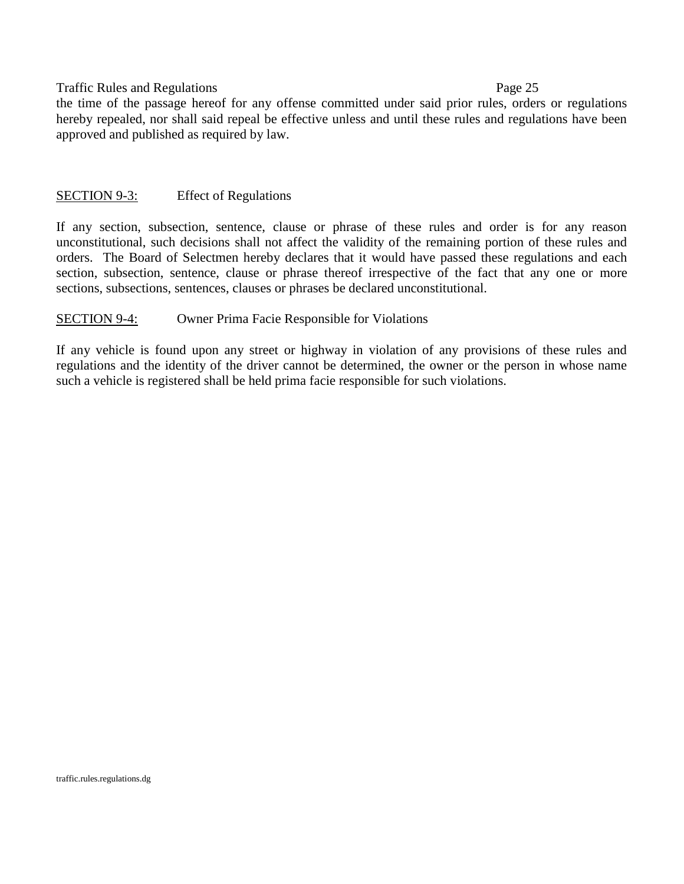the time of the passage hereof for any offense committed under said prior rules, orders or regulations hereby repealed, nor shall said repeal be effective unless and until these rules and regulations have been approved and published as required by law.

## SECTION 9-3: Effect of Regulations

If any section, subsection, sentence, clause or phrase of these rules and order is for any reason unconstitutional, such decisions shall not affect the validity of the remaining portion of these rules and orders. The Board of Selectmen hereby declares that it would have passed these regulations and each section, subsection, sentence, clause or phrase thereof irrespective of the fact that any one or more sections, subsections, sentences, clauses or phrases be declared unconstitutional.

## SECTION 9-4: Owner Prima Facie Responsible for Violations

If any vehicle is found upon any street or highway in violation of any provisions of these rules and regulations and the identity of the driver cannot be determined, the owner or the person in whose name such a vehicle is registered shall be held prima facie responsible for such violations.